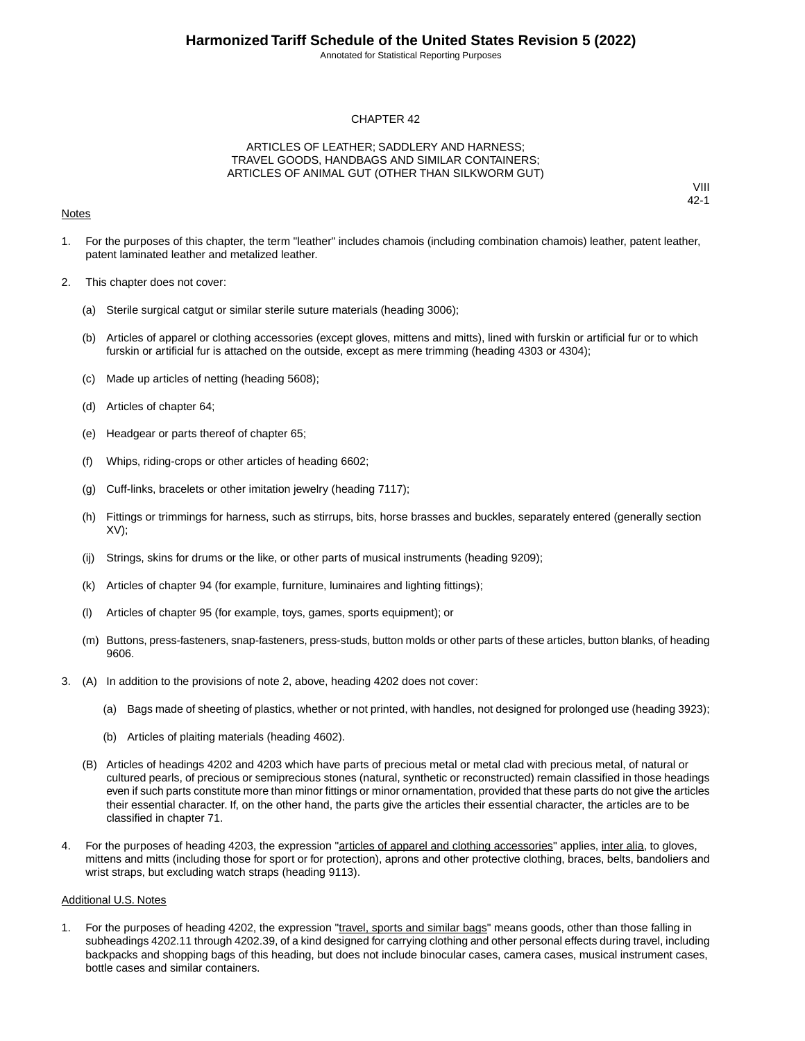# CHAPTER 42

## ARTICLES OF LEATHER; SADDLERY AND HARNESS; TRAVEL GOODS, HANDBAGS AND SIMILAR CONTAINERS; ARTICLES OF ANIMAL GUT (OTHER THAN SILKWORM GUT)

VIII
42-1

Notes

1. For the purposes of this chapter, the term "leather" includes chamois (including combination chamois) leather, patent leather, patent laminated leather and metalized leather.

2. This chapter does not cover:

   (a) Sterile surgical catgut or similar sterile suture materials (heading 3006);

   (b) Articles of apparel or clothing accessories (except gloves, mittens and mitts), lined with furskin or artificial fur or to which furskin or artificial fur is attached on the outside, except as mere trimming (heading 4303 or 4304);

   (c) Made up articles of netting (heading 5608);

   (d) Articles of chapter 64;

   (e) Headgear or parts thereof of chapter 65;

   (f) Whips, riding-crops or other articles of heading 6602;

   (g) Cuff-links, bracelets or other imitation jewelry (heading 7117);

   (h) Fittings or trimmings for harness, such as stirrups, bits, horse brasses and buckles, separately entered (generally section XV);

   (ij) Strings, skins for drums or the like, or other parts of musical instruments (heading 9209);

   (k) Articles of chapter 94 (for example, furniture, luminaires and lighting fittings);

   (l) Articles of chapter 95 (for example, toys, games, sports equipment); or

   (m) Buttons, press-fasteners, snap-fasteners, press-studs, button molds or other parts of these articles, button blanks, of heading 9606.

3. (A) In addition to the provisions of note 2, above, heading 4202 does not cover:

   (a) Bags made of sheeting of plastics, whether or not printed, with handles, not designed for prolonged use (heading 3923);

   (b) Articles of plaiting materials (heading 4602).

   (B) Articles of headings 4202 and 4203 which have parts of precious metal or metal clad with precious metal, of natural or cultured pearls, of precious or semiprecious stones (natural, synthetic or reconstructed) remain classified in those headings even if such parts constitute more than minor fittings or minor ornamentation, provided that these parts do not give the articles their essential character. If, on the other hand, the parts give the articles their essential character, the articles are to be classified in chapter 71.

4. For the purposes of heading 4203, the expression "articles of apparel and clothing accessories" applies, inter alia, to gloves, mittens and mitts (including those for sport or for protection), aprons and other protective clothing, braces, belts, bandoliers and wrist straps, but excluding watch straps (heading 9113).

Additional U.S. Notes

1. For the purposes of heading 4202, the expression "travel, sports and similar bags" means goods, other than those falling in subheadings 4202.11 through 4202.39, of a kind designed for carrying clothing and other personal effects during travel, including backpacks and shopping bags of this heading, but does not include binocular cases, camera cases, musical instrument cases, bottle cases and similar containers.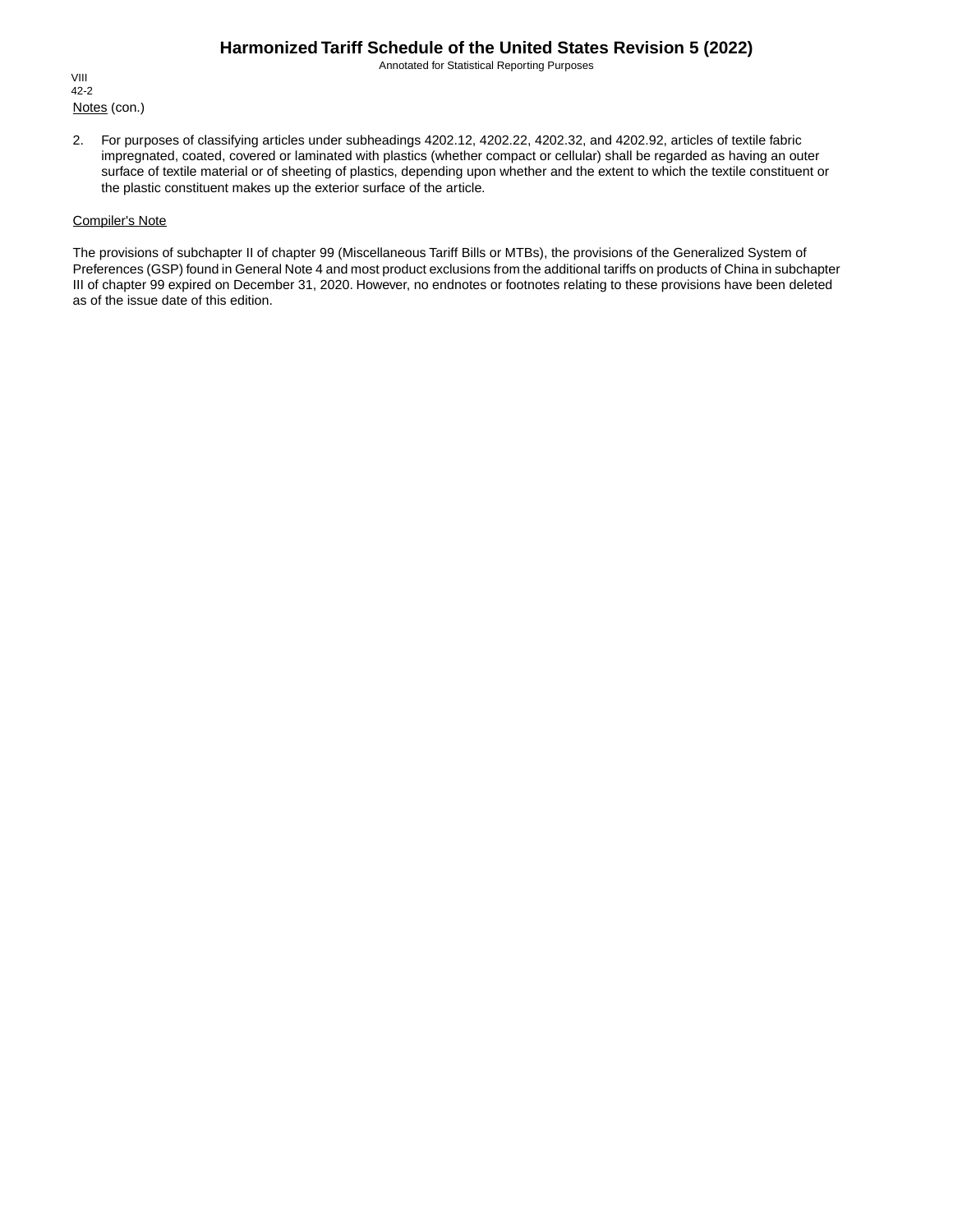Notes (con.)

2. For purposes of classifying articles under subheadings 4202.12, 4202.22, 4202.32, and 4202.92, articles of textile fabric impregnated, coated, covered or laminated with plastics (whether compact or cellular) shall be regarded as having an outer surface of textile material or of sheeting of plastics, depending upon whether and the extent to which the textile constituent or the plastic constituent makes up the exterior surface of the article.

Compiler's Note

The provisions of subchapter II of chapter 99 (Miscellaneous Tariff Bills or MTBs), the provisions of the Generalized System of Preferences (GSP) found in General Note 4 and most product exclusions from the additional tariffs on products of China in subchapter III of chapter 99 expired on December 31, 2020. However, no endnotes or footnotes relating to these provisions have been deleted as of the issue date of this edition.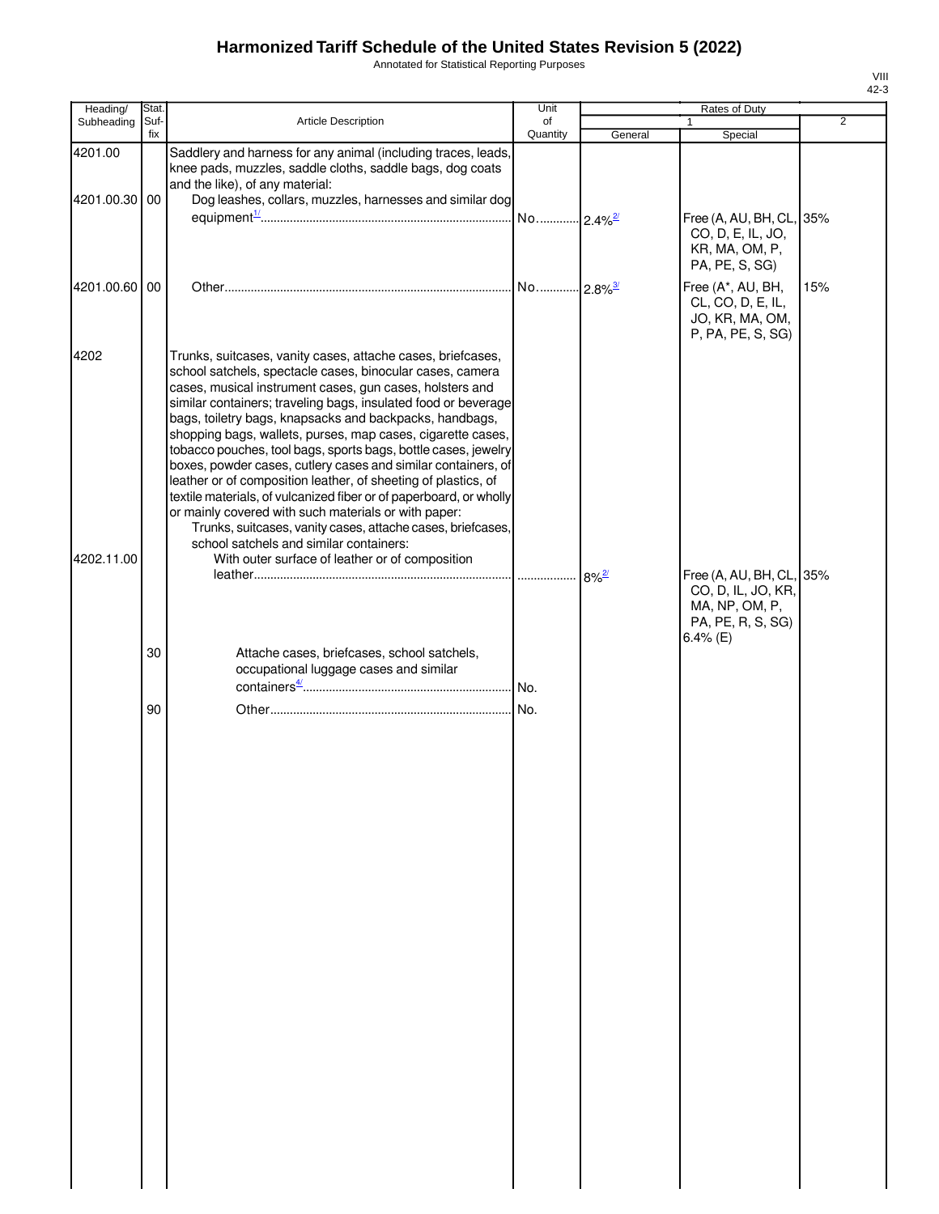# Harmonized Tariff Schedule of the United States Revision 5 (2022)

Annotated for Statistical Reporting Purposes

VIII
42-3

| Heading/ Subheading | Stat. Suf- fix | Article Description | Unit of Quantity | Rates of Duty 1 General | Special | 2 |
|---|---|---|---|---|---|---|
| 4201.00 | | Saddlery and harness for any animal (including traces, leads, knee pads, muzzles, saddle cloths, saddle bags, dog coats and the like), of any material: | | | | |
| 4201.00.30 | 00 | Dog leashes, collars, muzzles, harnesses and similar dog equipment[1/] | No. | 2.4%[2/] | Free (A, AU, BH, CL, CO, D, E, IL, JO, KR, MA, OM, P, PA, PE, S, SG) | 35% |
| 4201.00.60 | 00 | Other | No. | 2.8%[3/] | Free (A*, AU, BH, CL, CO, D, E, IL, JO, KR, MA, OM, P, PA, PE, S, SG) | 15% |
| 4202 | | Trunks, suitcases, vanity cases, attache cases, briefcases, school satchels, spectacle cases, binocular cases, camera cases, musical instrument cases, gun cases, holsters and similar containers; traveling bags, insulated food or beverage bags, toiletry bags, knapsacks and backpacks, handbags, shopping bags, wallets, purses, map cases, cigarette cases, tobacco pouches, tool bags, sports bags, bottle cases, jewelry boxes, powder cases, cutlery cases and similar containers, of leather or of composition leather, of sheeting of plastics, of textile materials, of vulcanized fiber or of paperboard, or wholly or mainly covered with such materials or with paper: | | | | |
| | | Trunks, suitcases, vanity cases, attache cases, briefcases, school satchels and similar containers: | | | | |
| 4202.11.00 | | With outer surface of leather or of composition leather | | 8%[2/] | Free (A, AU, BH, CL, CO, D, IL, JO, KR, MA, NP, OM, P, PA, PE, R, S, SG) 6.4% (E) | 35% |
| | 30 | Attache cases, briefcases, school satchels, occupational luggage cases and similar containers[4/] | No. | | | |
| | 90 | Other | No. | | | |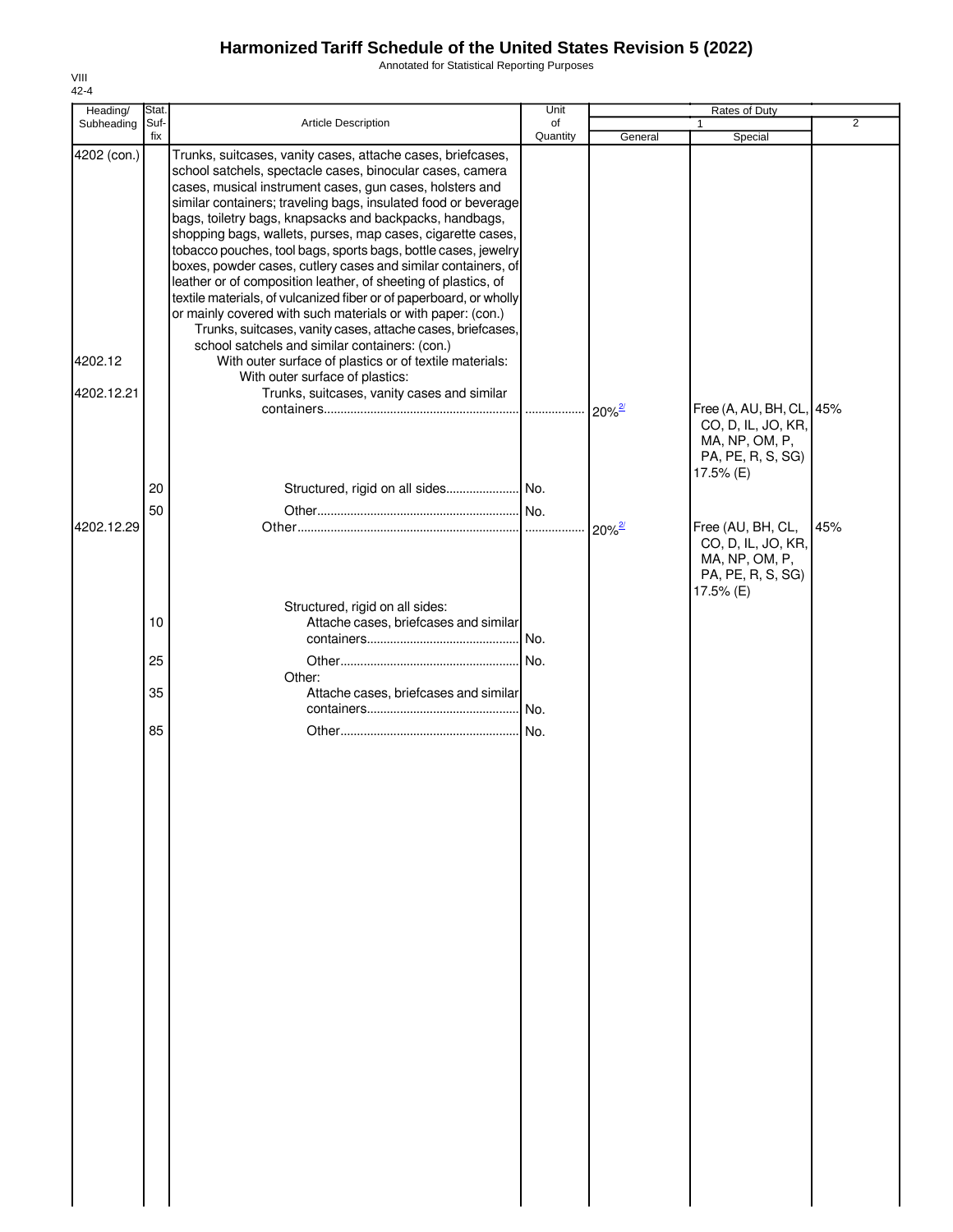# Harmonized Tariff Schedule of the United States Revision 5 (2022)

Annotated for Statistical Reporting Purposes

VIII
42-4

| Heading/ Subheading | Stat. Suf- fix | Article Description | Unit of Quantity | Rates of Duty 1 General | Special | 2 |
|---|---|---|---|---|---|---|
| 4202 (con.) | | Trunks, suitcases, vanity cases, attache cases, briefcases, school satchels, spectacle cases, binocular cases, camera cases, musical instrument cases, gun cases, holsters and similar containers; traveling bags, insulated food or beverage bags, toiletry bags, knapsacks and backpacks, handbags, shopping bags, wallets, purses, map cases, cigarette cases, tobacco pouches, tool bags, sports bags, bottle cases, jewelry boxes, powder cases, cutlery cases and similar containers, of leather or of composition leather, of sheeting of plastics, of textile materials, of vulcanized fiber or of paperboard, or wholly or mainly covered with such materials or with paper: (con.) | | | | |
| | | Trunks, suitcases, vanity cases, attache cases, briefcases, school satchels and similar containers: (con.) | | | | |
| 4202.12 | | With outer surface of plastics or of textile materials: | | | | |
| | | With outer surface of plastics: | | | | |
| 4202.12.21 | | Trunks, suitcases, vanity cases and similar containers | | 20%[2/] | Free (A, AU, BH, CL, CO, D, IL, JO, KR, MA, NP, OM, P, PA, PE, R, S, SG) 17.5% (E) | 45% |
| | 20 | Structured, rigid on all sides | No. | | | |
| | 50 | Other | No. | | | |
| 4202.12.29 | | Other | | 20%[2/] | Free (AU, BH, CL, CO, D, IL, JO, KR, MA, NP, OM, P, PA, PE, R, S, SG) 17.5% (E) | 45% |
| | | Structured, rigid on all sides: | | | | |
| | 10 | Attache cases, briefcases and similar containers | No. | | | |
| | 25 | Other | No. | | | |
| | | Other: | | | | |
| | 35 | Attache cases, briefcases and similar containers | No. | | | |
| | 85 | Other | No. | | | |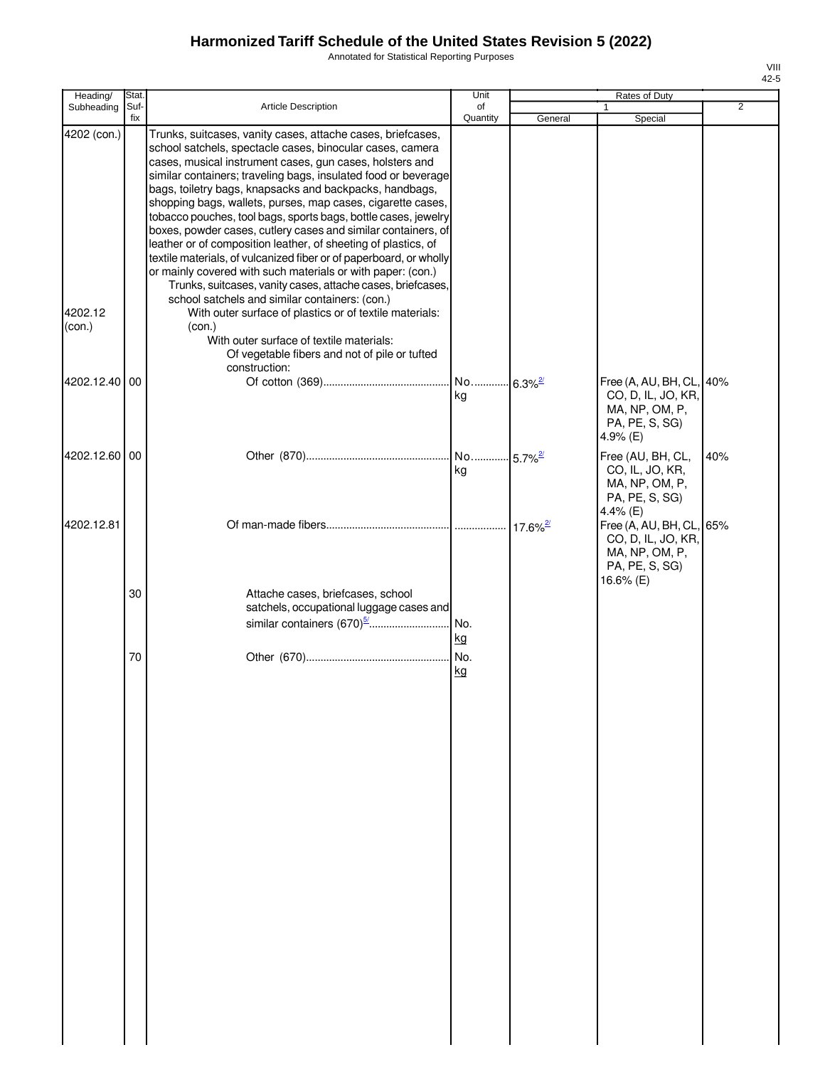# Harmonized Tariff Schedule of the United States Revision 5 (2022)

Annotated for Statistical Reporting Purposes

VIII
42-5

| Heading/ Subheading | Stat. Suf- fix | Article Description | Unit of Quantity | Rates of Duty 1 General | Special | 2 |
|---|---|---|---|---|---|---|
| 4202 (con.) | | Trunks, suitcases, vanity cases, attache cases, briefcases, school satchels, spectacle cases, binocular cases, camera cases, musical instrument cases, gun cases, holsters and similar containers; traveling bags, insulated food or beverage bags, toiletry bags, knapsacks and backpacks, handbags, shopping bags, wallets, purses, map cases, cigarette cases, tobacco pouches, tool bags, sports bags, bottle cases, jewelry boxes, powder cases, cutlery cases and similar containers, of leather or of composition leather, of sheeting of plastics, of textile materials, of vulcanized fiber or of paperboard, or wholly or mainly covered with such materials or with paper: (con.) | | | | |
| | | Trunks, suitcases, vanity cases, attache cases, briefcases, school satchels and similar containers: (con.) | | | | |
| 4202.12 (con.) | | With outer surface of plastics or of textile materials: (con.) | | | | |
| | | With outer surface of textile materials: | | | | |
| | | Of vegetable fibers and not of pile or tufted construction: | | | | |
| 4202.12.40 | 00 | Of cotton (369) | No. kg | 6.3%[2/] | Free (A, AU, BH, CL, CO, D, IL, JO, KR, MA, NP, OM, P, PA, PE, S, SG) 4.9% (E) | 40% |
| 4202.12.60 | 00 | Other (870) | No. kg | 5.7%[2/] | Free (AU, BH, CL, CO, IL, JO, KR, MA, NP, OM, P, PA, PE, S, SG) 4.4% (E) | 40% |
| 4202.12.81 | | Of man-made fibers | | 17.6%[2/] | Free (A, AU, BH, CL, CO, D, IL, JO, KR, MA, NP, OM, P, PA, PE, S, SG) 16.6% (E) | 65% |
| | 30 | Attache cases, briefcases, school satchels, occupational luggage cases and similar containers (670)[5/] | No. kg | | | |
| | 70 | Other (670) | No. kg | | | |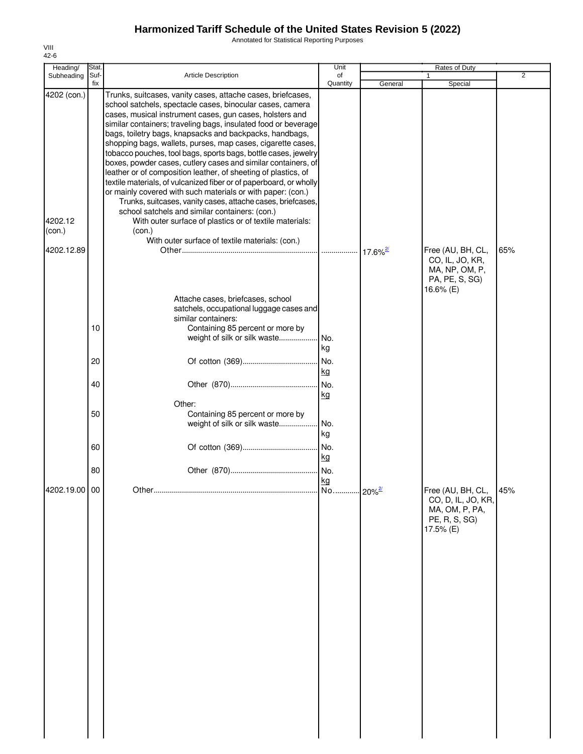# Harmonized Tariff Schedule of the United States Revision 5 (2022)

Annotated for Statistical Reporting Purposes

VIII
42-6

| Heading/ Subheading | Stat. Suf- fix | Article Description | Unit of Quantity | Rates of Duty 1 General | Special | 2 |
|---|---|---|---|---|---|---|
| 4202 (con.) | | Trunks, suitcases, vanity cases, attache cases, briefcases, school satchels, spectacle cases, binocular cases, camera cases, musical instrument cases, gun cases, holsters and similar containers; traveling bags, insulated food or beverage bags, toiletry bags, knapsacks and backpacks, handbags, shopping bags, wallets, purses, map cases, cigarette cases, tobacco pouches, tool bags, sports bags, bottle cases, jewelry boxes, powder cases, cutlery cases and similar containers, of leather or of composition leather, of sheeting of plastics, of textile materials, of vulcanized fiber or of paperboard, or wholly or mainly covered with such materials or with paper: (con.) | | | | |
| | | Trunks, suitcases, vanity cases, attache cases, briefcases, school satchels and similar containers: (con.) | | | | |
| 4202.12 (con.) | | With outer surface of plastics or of textile materials: (con.) | | | | |
| | | With outer surface of textile materials: (con.) | | | | |
| 4202.12.89 | | Other | | 17.6%[2/] | Free (AU, BH, CL, CO, IL, JO, KR, MA, NP, OM, P, PA, PE, S, SG) 16.6% (E) | 65% |
| | | Attache cases, briefcases, school satchels, occupational luggage cases and similar containers: | | | | |
| | 10 | Containing 85 percent or more by weight of silk or silk waste | No. kg | | | |
| | 20 | Of cotton (369) | No. kg | | | |
| | 40 | Other (870) | No. kg | | | |
| | | Other: | | | | |
| | 50 | Containing 85 percent or more by weight of silk or silk waste | No. kg | | | |
| | 60 | Of cotton (369) | No. kg | | | |
| | 80 | Other (870) | No. kg | | | |
| 4202.19.00 | 00 | Other | No. | 20%[2/] | Free (AU, BH, CL, CO, D, IL, JO, KR, MA, OM, P, PA, PE, R, S, SG) 17.5% (E) | 45% |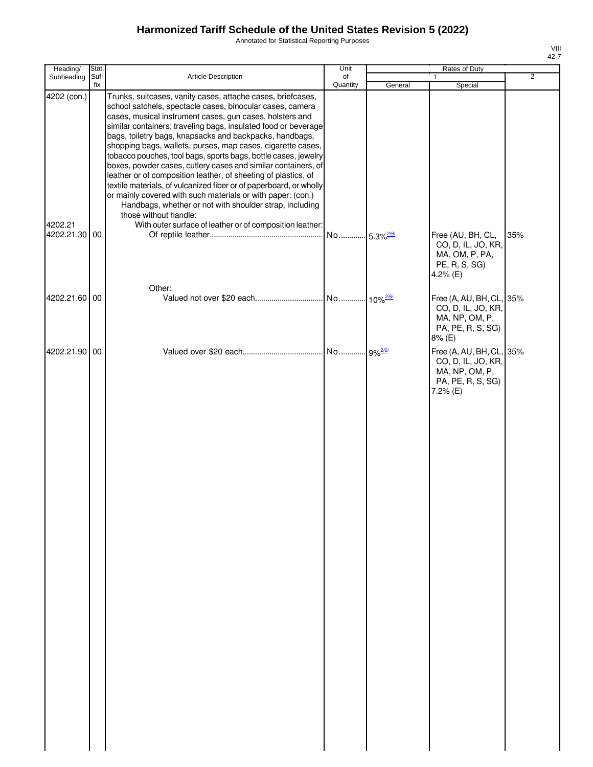# Harmonized Tariff Schedule of the United States Revision 5 (2022)

Annotated for Statistical Reporting Purposes

| Heading/ Subheading | Stat. Suf- fix | Article Description | Unit of Quantity | Rates of Duty 1 General | Special | 2 |
|---|---|---|---|---|---|---|
| 4202 (con.) | | Trunks, suitcases, vanity cases, attache cases, briefcases, school satchels, spectacle cases, binocular cases, camera cases, musical instrument cases, gun cases, holsters and similar containers; traveling bags, insulated food or beverage bags, toiletry bags, knapsacks and backpacks, handbags, shopping bags, wallets, purses, map cases, cigarette cases, tobacco pouches, tool bags, sports bags, bottle cases, jewelry boxes, powder cases, cutlery cases and similar containers, of leather or of composition leather, of sheeting of plastics, of textile materials, of vulcanized fiber or of paperboard, or wholly or mainly covered with such materials or with paper: (con.) | | | | |
| | | Handbags, whether or not with shoulder strap, including those without handle: | | | | |
| 4202.21 | | With outer surface of leather or of composition leather: | | | | |
| 4202.21.30 | 00 | Of reptile leather | No. | 5.3% 2/6/ | Free (AU, BH, CL, CO, D, IL, JO, KR, MA, OM, P, PA, PE, R, S, SG) 4.2% (E) | 35% |
| | | Other: | | | | |
| 4202.21.60 | 00 | Valued not over $20 each | No. | 10% 2/6/ | Free (A, AU, BH, CL, CO, D, IL, JO, KR, MA, NP, OM, P, PA, PE, R, S, SG) 8% (E) | 35% |
| 4202.21.90 | 00 | Valued over $20 each | No. | 9% 2/6/ | Free (A, AU, BH, CL, CO, D, IL, JO, KR, MA, NP, OM, P, PA, PE, R, S, SG) 7.2% (E) | 35% |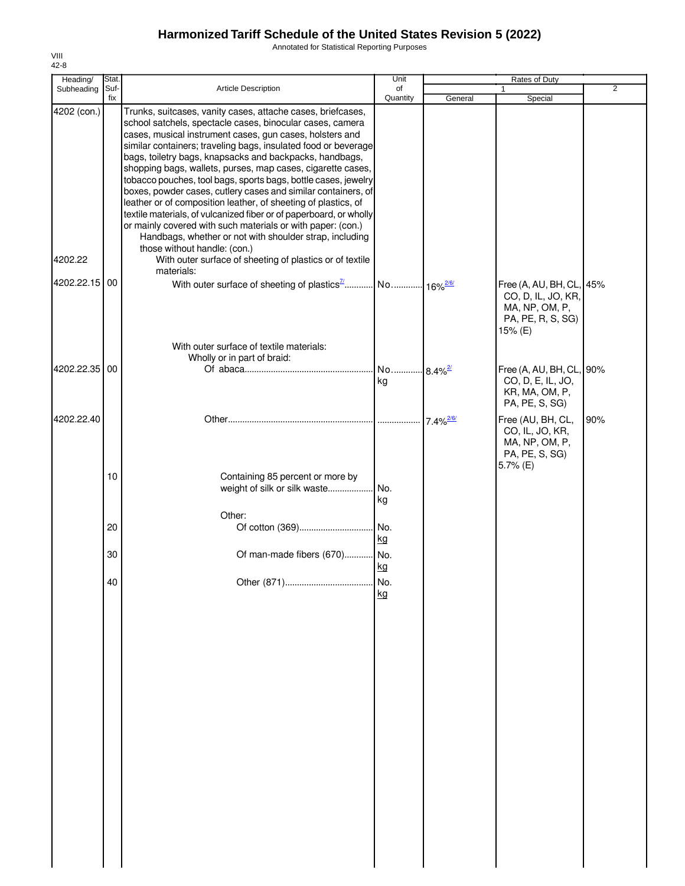# Harmonized Tariff Schedule of the United States Revision 5 (2022)

Annotated for Statistical Reporting Purposes

VIII
42-8

| Heading/ Subheading | Stat. Suf- fix | Article Description | Unit of Quantity | Rates of Duty 1 General | Special | 2 |
|---|---|---|---|---|---|---|
| 4202 (con.) | | Trunks, suitcases, vanity cases, attache cases, briefcases, school satchels, spectacle cases, binocular cases, camera cases, musical instrument cases, gun cases, holsters and similar containers; traveling bags, insulated food or beverage bags, toiletry bags, knapsacks and backpacks, handbags, shopping bags, wallets, purses, map cases, cigarette cases, tobacco pouches, tool bags, sports bags, bottle cases, jewelry boxes, powder cases, cutlery cases and similar containers, of leather or of composition leather, of sheeting of plastics, of textile materials, of vulcanized fiber or of paperboard, or wholly or mainly covered with such materials or with paper: (con.) | | | | |
| | | Handbags, whether or not with shoulder strap, including those without handle: (con.) | | | | |
| 4202.22 | | With outer surface of sheeting of plastics or of textile materials: | | | | |
| 4202.22.15 | 00 | With outer surface of sheeting of plastics[7/] | No. | 16%[2/6/] | Free (A, AU, BH, CL, CO, D, IL, JO, KR, MA, NP, OM, P, PA, PE, R, S, SG) 15% (E) | 45% |
| | | With outer surface of textile materials: | | | | |
| | | Wholly or in part of braid: | | | | |
| 4202.22.35 | 00 | Of abaca | No. kg | 8.4%[2/] | Free (A, AU, BH, CL, CO, D, E, IL, JO, KR, MA, OM, P, PA, PE, S, SG) | 90% |
| 4202.22.40 | | Other | | 7.4%[2/6/] | Free (AU, BH, CL, CO, IL, JO, KR, MA, NP, OM, P, PA, PE, S, SG) 5.7% (E) | 90% |
| | 10 | Containing 85 percent or more by weight of silk or silk waste | No. kg | | | |
| | | Other: | | | | |
| | 20 | Of cotton (369) | No. kg | | | |
| | 30 | Of man-made fibers (670) | No. kg | | | |
| | 40 | Other (871) | No. kg | | | |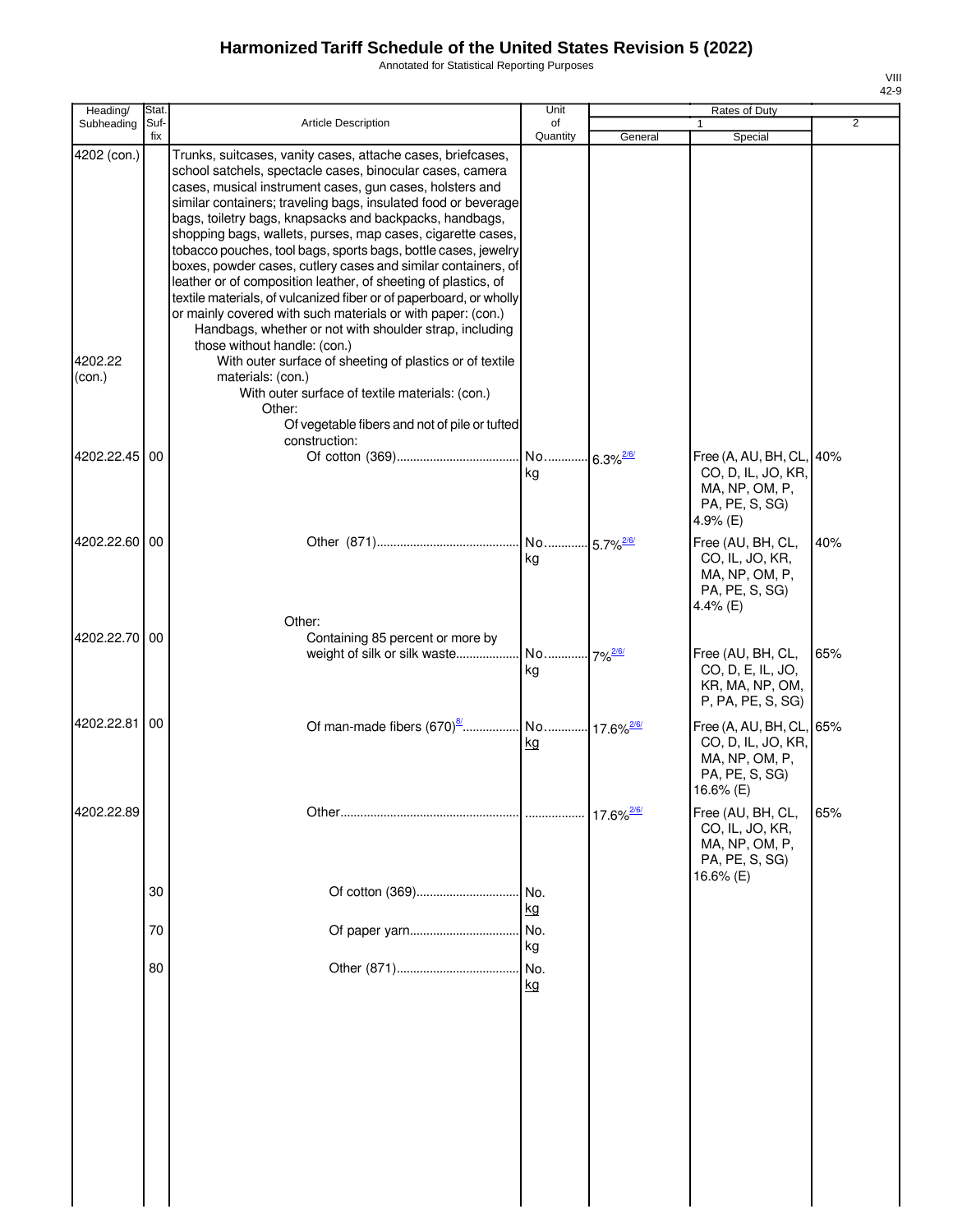# Harmonized Tariff Schedule of the United States Revision 5 (2022)

Annotated for Statistical Reporting Purposes

VIII
42-9

| Heading/ Subheading | Stat. Suf- fix | Article Description | Unit of Quantity | Rates of Duty 1 General | Special | 2 |
|---|---|---|---|---|---|---|
| 4202 (con.) | | Trunks, suitcases, vanity cases, attache cases, briefcases, school satchels, spectacle cases, binocular cases, camera cases, musical instrument cases, gun cases, holsters and similar containers; traveling bags, insulated food or beverage bags, toiletry bags, knapsacks and backpacks, handbags, shopping bags, wallets, purses, map cases, cigarette cases, tobacco pouches, tool bags, sports bags, bottle cases, jewelry boxes, powder cases, cutlery cases and similar containers, of leather or of composition leather, of sheeting of plastics, of textile materials, of vulcanized fiber or of paperboard, or wholly or mainly covered with such materials or with paper: (con.) | | | | |
| | | Handbags, whether or not with shoulder strap, including those without handle: (con.) | | | | |
| 4202.22 (con.) | | With outer surface of sheeting of plastics or of textile materials: (con.) | | | | |
| | | With outer surface of textile materials: (con.) | | | | |
| | | Other: | | | | |
| | | Of vegetable fibers and not of pile or tufted construction: | | | | |
| 4202.22.45 | 00 | Of cotton (369) | No. kg | 6.3%[2/6/] | Free (A, AU, BH, CL, CO, D, IL, JO, KR, MA, NP, OM, P, PA, PE, S, SG) 4.9% (E) | 40% |
| 4202.22.60 | 00 | Other (871) | No. kg | 5.7%[2/6/] | Free (AU, BH, CL, CO, IL, JO, KR, MA, NP, OM, P, PA, PE, S, SG) 4.4% (E) | 40% |
| | | Other: | | | | |
| 4202.22.70 | 00 | Containing 85 percent or more by weight of silk or silk waste | No. kg | 7%[2/6/] | Free (AU, BH, CL, CO, D, E, IL, JO, KR, MA, NP, OM, P, PA, PE, S, SG) | 65% |
| 4202.22.81 | 00 | Of man-made fibers (670)[8/] | No. kg | 17.6%[2/6/] | Free (A, AU, BH, CL, CO, D, IL, JO, KR, MA, NP, OM, P, PA, PE, S, SG) 16.6% (E) | 65% |
| 4202.22.89 | | Other | | 17.6%[2/6/] | Free (AU, BH, CL, CO, IL, JO, KR, MA, NP, OM, P, PA, PE, S, SG) 16.6% (E) | 65% |
| | 30 | Of cotton (369) | No. kg | | | |
| | 70 | Of paper yarn | No. kg | | | |
| | 80 | Other (871) | No. kg | | | |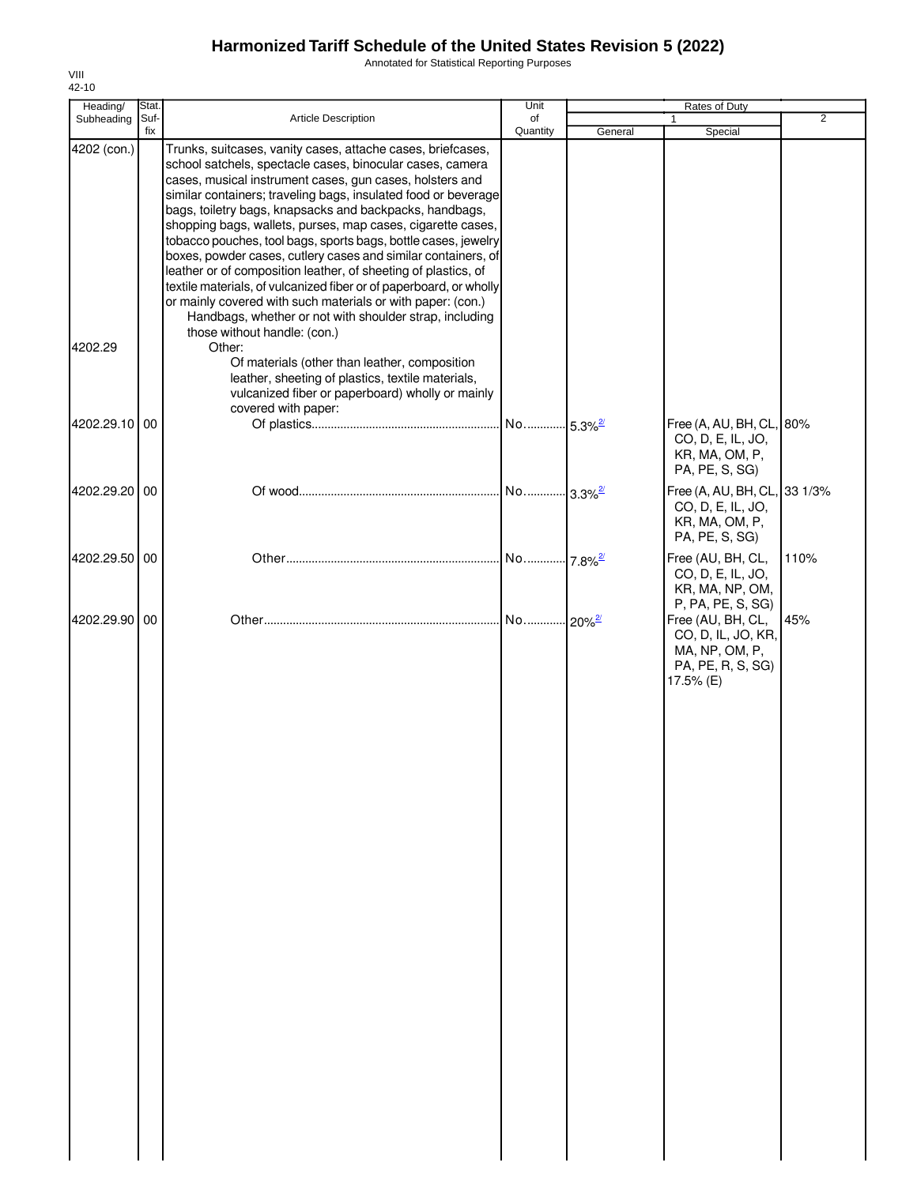# Harmonized Tariff Schedule of the United States Revision 5 (2022)

Annotated for Statistical Reporting Purposes

VIII
42-10

| Heading/ Subheading | Stat. Suf- fix | Article Description | Unit of Quantity | Rates of Duty 1 General | Special | 2 |
|---|---|---|---|---|---|---|
| 4202 (con.) | | Trunks, suitcases, vanity cases, attache cases, briefcases, school satchels, spectacle cases, binocular cases, camera cases, musical instrument cases, gun cases, holsters and similar containers; traveling bags, insulated food or beverage bags, toiletry bags, knapsacks and backpacks, handbags, shopping bags, wallets, purses, map cases, cigarette cases, tobacco pouches, tool bags, sports bags, bottle cases, jewelry boxes, powder cases, cutlery cases and similar containers, of leather or of composition leather, of sheeting of plastics, of textile materials, of vulcanized fiber or of paperboard, or wholly or mainly covered with such materials or with paper: (con.) | | | | |
| | | Handbags, whether or not with shoulder strap, including those without handle: (con.) | | | | |
| 4202.29 | | Other: | | | | |
| | | Of materials (other than leather, composition leather, sheeting of plastics, textile materials, vulcanized fiber or paperboard) wholly or mainly covered with paper: | | | | |
| 4202.29.10 | 00 | Of plastics | No. | 5.3%[2/] | Free (A, AU, BH, CL, CO, D, E, IL, JO, KR, MA, OM, P, PA, PE, S, SG) | 80% |
| 4202.29.20 | 00 | Of wood | No. | 3.3%[2/] | Free (A, AU, BH, CL, CO, D, E, IL, JO, KR, MA, OM, P, PA, PE, S, SG) | 33 1/3% |
| 4202.29.50 | 00 | Other | No. | 7.8%[2/] | Free (AU, BH, CL, CO, D, E, IL, JO, KR, MA, NP, OM, P, PA, PE, S, SG) | 110% |
| 4202.29.90 | 00 | Other | No. | 20%[2/] | Free (AU, BH, CL, CO, D, IL, JO, KR, MA, NP, OM, P, PA, PE, R, S, SG) 17.5% (E) | 45% |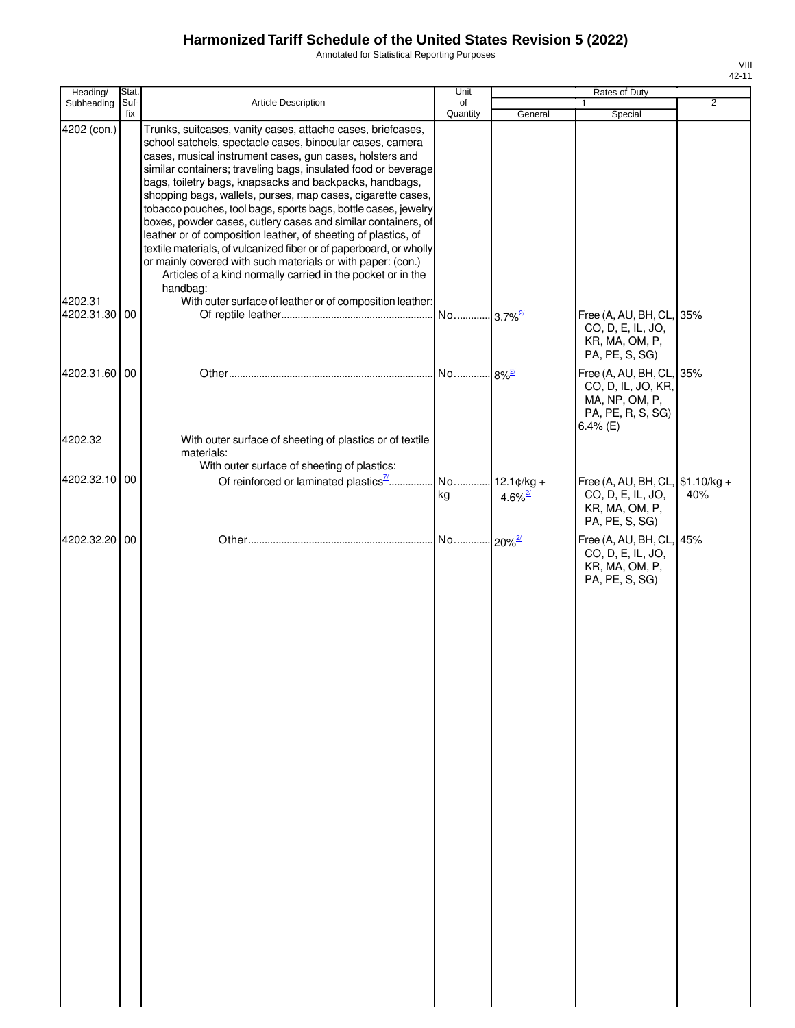# Harmonized Tariff Schedule of the United States Revision 5 (2022)

Annotated for Statistical Reporting Purposes

| Heading/ Subheading | Stat. Suf- fix | Article Description | Unit of Quantity | Rates of Duty 1 General | Special | 2 |
|---|---|---|---|---|---|---|
| 4202 (con.) | | Trunks, suitcases, vanity cases, attache cases, briefcases, school satchels, spectacle cases, binocular cases, camera cases, musical instrument cases, gun cases, holsters and similar containers; traveling bags, insulated food or beverage bags, toiletry bags, knapsacks and backpacks, handbags, shopping bags, wallets, purses, map cases, cigarette cases, tobacco pouches, tool bags, sports bags, bottle cases, jewelry boxes, powder cases, cutlery cases and similar containers, of leather or of composition leather, of sheeting of plastics, of textile materials, of vulcanized fiber or of paperboard, or wholly or mainly covered with such materials or with paper: (con.) | | | | |
| | | Articles of a kind normally carried in the pocket or in the handbag: | | | | |
| 4202.31 | | With outer surface of leather or of composition leather: | | | | |
| 4202.31.30 | 00 | Of reptile leather | No. | 3.7%[2/] | Free (A, AU, BH, CL, CO, D, E, IL, JO, KR, MA, OM, P, PA, PE, S, SG) | 35% |
| 4202.31.60 | 00 | Other | No. | 8%[2/] | Free (A, AU, BH, CL, CO, D, IL, JO, KR, MA, NP, OM, P, PA, PE, R, S, SG) 6.4% (E) | 35% |
| 4202.32 | | With outer surface of sheeting of plastics or of textile materials: | | | | |
| | | With outer surface of sheeting of plastics: | | | | |
| 4202.32.10 | 00 | Of reinforced or laminated plastics[7/] | No. kg | 12.1¢/kg + 4.6%[2/] | Free (A, AU, BH, CL, CO, D, E, IL, JO, KR, MA, OM, P, PA, PE, S, SG) | $1.10/kg + 40% |
| 4202.32.20 | 00 | Other | No. | 20%[2/] | Free (A, AU, BH, CL, CO, D, E, IL, JO, KR, MA, OM, P, PA, PE, S, SG) | 45% |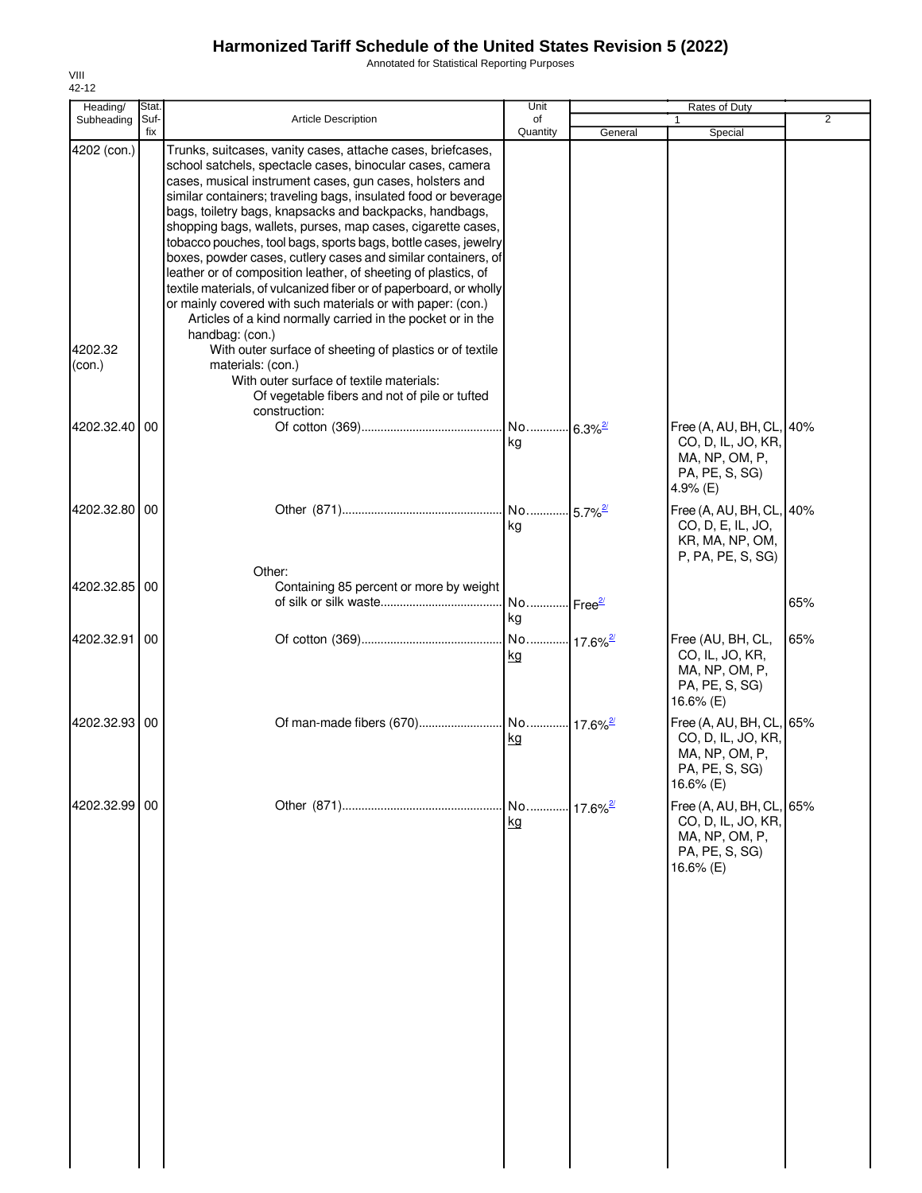# Harmonized Tariff Schedule of the United States Revision 5 (2022)

Annotated for Statistical Reporting Purposes

VIII
42-12

| Heading/ Subheading | Stat. Suf- fix | Article Description | Unit of Quantity | Rates of Duty 1 General | Special | 2 |
|---|---|---|---|---|---|---|
| 4202 (con.) | | Trunks, suitcases, vanity cases, attache cases, briefcases, school satchels, spectacle cases, binocular cases, camera cases, musical instrument cases, gun cases, holsters and similar containers; traveling bags, insulated food or beverage bags, toiletry bags, knapsacks and backpacks, handbags, shopping bags, wallets, purses, map cases, cigarette cases, tobacco pouches, tool bags, sports bags, bottle cases, jewelry boxes, powder cases, cutlery cases and similar containers, of leather or of composition leather, of sheeting of plastics, of textile materials, of vulcanized fiber or of paperboard, or wholly or mainly covered with such materials or with paper: (con.) | | | | |
| | | Articles of a kind normally carried in the pocket or in the handbag: (con.) | | | | |
| 4202.32 (con.) | | With outer surface of sheeting of plastics or of textile materials: (con.) | | | | |
| | | With outer surface of textile materials: | | | | |
| | | Of vegetable fibers and not of pile or tufted construction: | | | | |
| 4202.32.40 | 00 | Of cotton (369) | No. kg | 6.3%[2/] | Free (A, AU, BH, CL, CO, D, IL, JO, KR, MA, NP, OM, P, PA, PE, S, SG) 4.9% (E) | 40% |
| 4202.32.80 | 00 | Other (871) | No. kg | 5.7%[2/] | Free (A, AU, BH, CL, CO, D, E, IL, JO, KR, MA, NP, OM, P, PA, PE, S, SG) | 40% |
| | | Other: | | | | |
| 4202.32.85 | 00 | Containing 85 percent or more by weight of silk or silk waste | No. kg | Free[2/] | | 65% |
| 4202.32.91 | 00 | Of cotton (369) | No. kg | 17.6%[2/] | Free (AU, BH, CL, CO, IL, JO, KR, MA, NP, OM, P, PA, PE, S, SG) 16.6% (E) | 65% |
| 4202.32.93 | 00 | Of man-made fibers (670) | No. kg | 17.6%[2/] | Free (A, AU, BH, CL, CO, D, IL, JO, KR, MA, NP, OM, P, PA, PE, S, SG) 16.6% (E) | 65% |
| 4202.32.99 | 00 | Other (871) | No. kg | 17.6%[2/] | Free (A, AU, BH, CL, CO, D, IL, JO, KR, MA, NP, OM, P, PA, PE, S, SG) 16.6% (E) | 65% |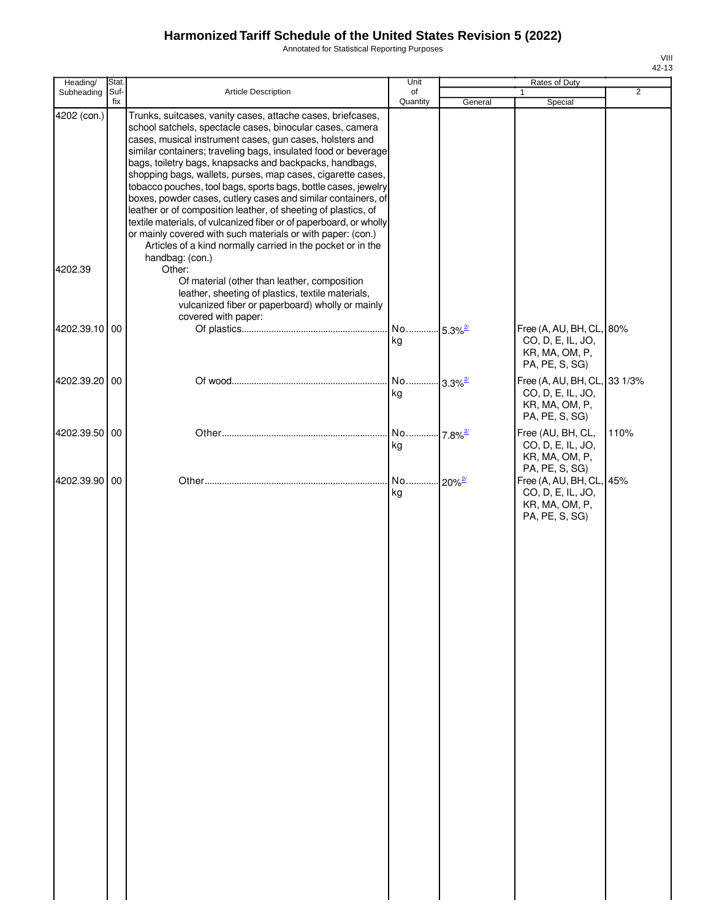# Harmonized Tariff Schedule of the United States Revision 5 (2022)

Annotated for Statistical Reporting Purposes

| Heading/ Subheading | Stat. Suf- fix | Article Description | Unit of Quantity | Rates of Duty 1 General | Special | 2 |
|---|---|---|---|---|---|---|
| 4202 (con.) | | Trunks, suitcases, vanity cases, attache cases, briefcases, school satchels, spectacle cases, binocular cases, camera cases, musical instrument cases, gun cases, holsters and similar containers; traveling bags, insulated food or beverage bags, toiletry bags, knapsacks and backpacks, handbags, shopping bags, wallets, purses, map cases, cigarette cases, tobacco pouches, tool bags, sports bags, bottle cases, jewelry boxes, powder cases, cutlery cases and similar containers, of leather or of composition leather, of sheeting of plastics, of textile materials, of vulcanized fiber or of paperboard, or wholly or mainly covered with such materials or with paper: (con.) | | | | |
| | | Articles of a kind normally carried in the pocket or in the handbag: (con.) | | | | |
| 4202.39 | | Other: | | | | |
| | | Of material (other than leather, composition leather, sheeting of plastics, textile materials, vulcanized fiber or paperboard) wholly or mainly covered with paper: | | | | |
| 4202.39.10 | 00 | Of plastics | No. kg | 5.3%[2/] | Free (A, AU, BH, CL, CO, D, E, IL, JO, KR, MA, OM, P, PA, PE, S, SG) | 80% |
| 4202.39.20 | 00 | Of wood | No. kg | 3.3%[2/] | Free (A, AU, BH, CL, CO, D, E, IL, JO, KR, MA, OM, P, PA, PE, S, SG) | 33 1/3% |
| 4202.39.50 | 00 | Other | No. kg | 7.8%[2/] | Free (AU, BH, CL, CO, D, E, IL, JO, KR, MA, OM, P, PA, PE, S, SG) | 110% |
| 4202.39.90 | 00 | Other | No. kg | 20%[2/] | Free (A, AU, BH, CL, CO, D, E, IL, JO, KR, MA, OM, P, PA, PE, S, SG) | 45% |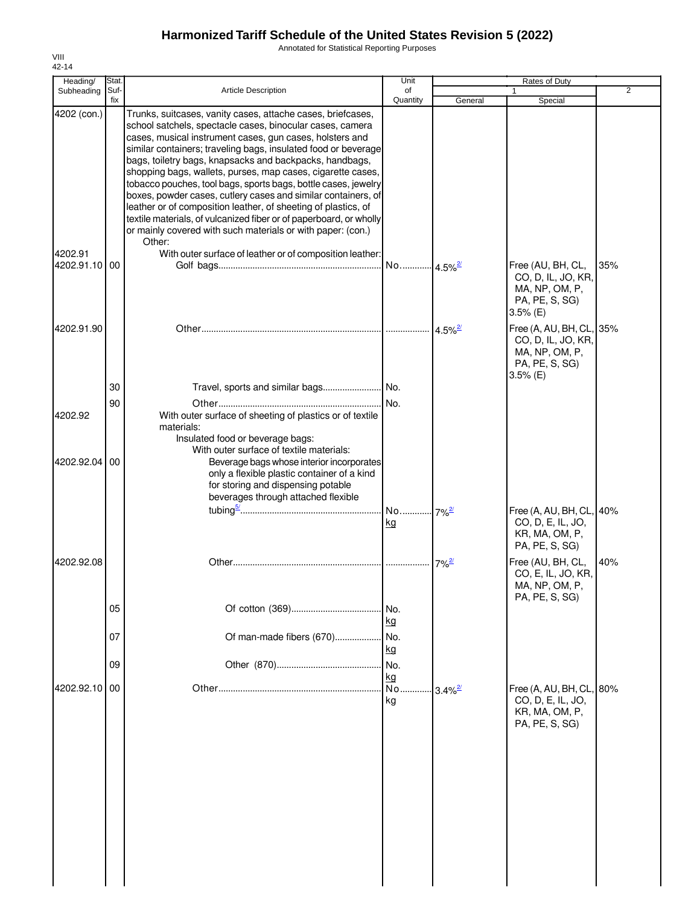# Harmonized Tariff Schedule of the United States Revision 5 (2022)

Annotated for Statistical Reporting Purposes

VIII
42-14

| Heading/ Subheading | Stat. Suf- fix | Article Description | Unit of Quantity | Rates of Duty 1 General | Special | 2 |
|---|---|---|---|---|---|---|
| 4202 (con.) | | Trunks, suitcases, vanity cases, attache cases, briefcases, school satchels, spectacle cases, binocular cases, camera cases, musical instrument cases, gun cases, holsters and similar containers; traveling bags, insulated food or beverage bags, toiletry bags, knapsacks and backpacks, handbags, shopping bags, wallets, purses, map cases, cigarette cases, tobacco pouches, tool bags, sports bags, bottle cases, jewelry boxes, powder cases, cutlery cases and similar containers, of leather or of composition leather, of sheeting of plastics, of textile materials, of vulcanized fiber or of paperboard, or wholly or mainly covered with such materials or with paper: (con.) | | | | |
| | | Other: | | | | |
| 4202.91 | | With outer surface of leather or of composition leather: | | | | |
| 4202.91.10 | 00 | Golf bags | No. | 4.5%[2/] | Free (AU, BH, CL, CO, D, IL, JO, KR, MA, NP, OM, P, PA, PE, S, SG) 3.5% (E) | 35% |
| 4202.91.90 | | Other | | 4.5%[2/] | Free (A, AU, BH, CL, CO, D, IL, JO, KR, MA, NP, OM, P, PA, PE, S, SG) 3.5% (E) | 35% |
| | 30 | Travel, sports and similar bags | No. | | | |
| | 90 | Other | No. | | | |
| 4202.92 | | With outer surface of sheeting of plastics or of textile materials: | | | | |
| | | Insulated food or beverage bags: | | | | |
| | | With outer surface of textile materials: | | | | |
| 4202.92.04 | 00 | Beverage bags whose interior incorporates only a flexible plastic container of a kind for storing and dispensing potable beverages through attached flexible tubing[5/] | No. kg | 7%[2/] | Free (A, AU, BH, CL, CO, D, E, IL, JO, KR, MA, OM, P, PA, PE, S, SG) | 40% |
| 4202.92.08 | | Other | | 7%[2/] | Free (AU, BH, CL, CO, E, IL, JO, KR, MA, NP, OM, P, PA, PE, S, SG) | 40% |
| | 05 | Of cotton (369) | No. kg | | | |
| | 07 | Of man-made fibers (670) | No. kg | | | |
| | 09 | Other (870) | No. kg | | | |
| 4202.92.10 | 00 | Other | No. kg | 3.4%[2/] | Free (A, AU, BH, CL, CO, D, E, IL, JO, KR, MA, OM, P, PA, PE, S, SG) | 80% |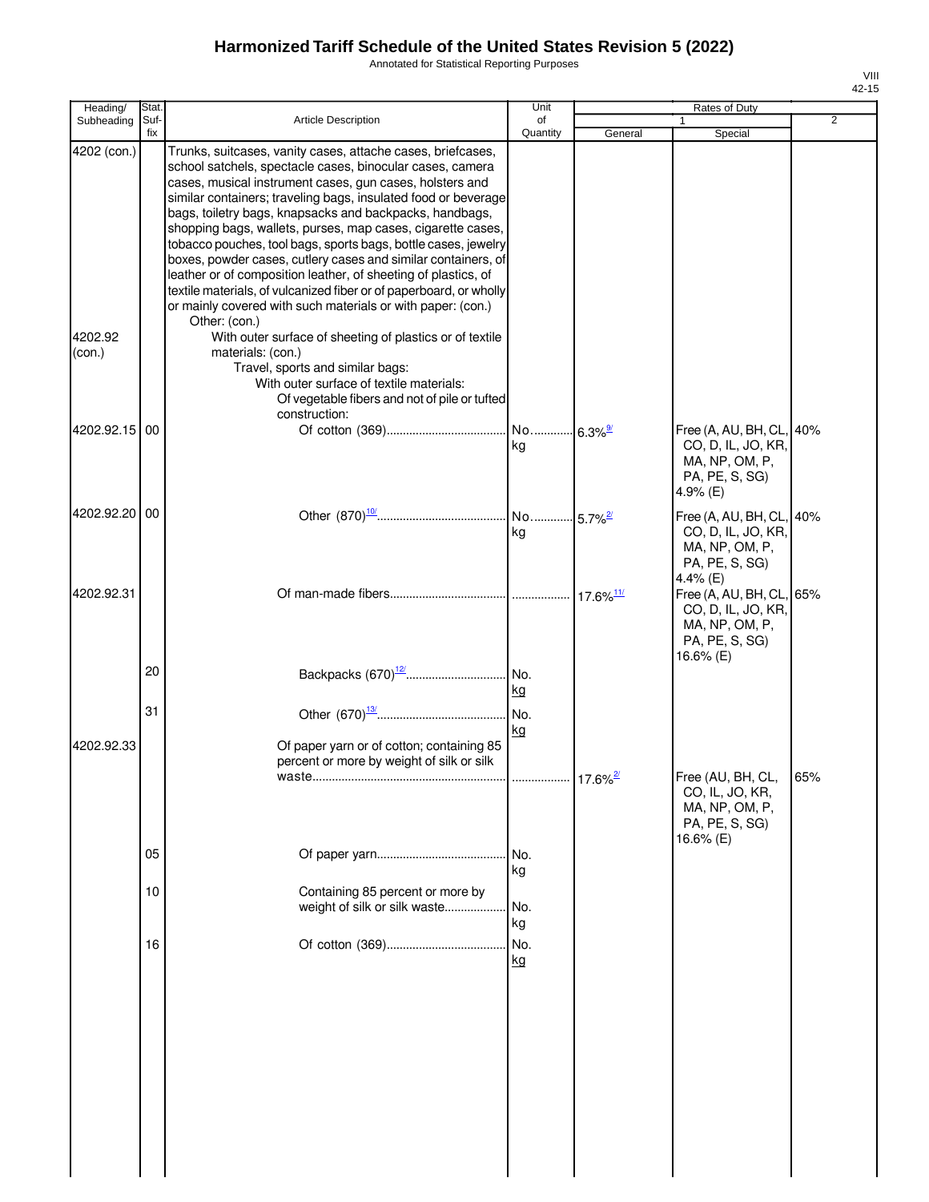# Harmonized Tariff Schedule of the United States Revision 5 (2022)

Annotated for Statistical Reporting Purposes

VIII
42-15

| Heading/ Subheading | Stat. Suf- fix | Article Description | Unit of Quantity | Rates of Duty 1 General | Special | 2 |
|---|---|---|---|---|---|---|
| 4202 (con.) | | Trunks, suitcases, vanity cases, attache cases, briefcases, school satchels, spectacle cases, binocular cases, camera cases, musical instrument cases, gun cases, holsters and similar containers; traveling bags, insulated food or beverage bags, toiletry bags, knapsacks and backpacks, handbags, shopping bags, wallets, purses, map cases, cigarette cases, tobacco pouches, tool bags, sports bags, bottle cases, jewelry boxes, powder cases, cutlery cases and similar containers, of leather or of composition leather, of sheeting of plastics, of textile materials, of vulcanized fiber or of paperboard, or wholly or mainly covered with such materials or with paper: (con.) | | | | |
| | | Other: (con.) | | | | |
| 4202.92 (con.) | | With outer surface of sheeting of plastics or of textile materials: (con.) | | | | |
| | | Travel, sports and similar bags: | | | | |
| | | With outer surface of textile materials: | | | | |
| | | Of vegetable fibers and not of pile or tufted construction: | | | | |
| 4202.92.15 | 00 | Of cotton (369) | No. kg | 6.3%[9/] | Free (A, AU, BH, CL, CO, D, IL, JO, KR, MA, NP, OM, P, PA, PE, S, SG) 4.9% (E) | 40% |
| 4202.92.20 | 00 | Other (870)[10/] | No. kg | 5.7%[2/] | Free (A, AU, BH, CL, CO, D, IL, JO, KR, MA, NP, OM, P, PA, PE, S, SG) 4.4% (E) | 40% |
| 4202.92.31 | | Of man-made fibers | | 17.6%[11/] | Free (A, AU, BH, CL, CO, D, IL, JO, KR, MA, NP, OM, P, PA, PE, S, SG) 16.6% (E) | 65% |
| | 20 | Backpacks (670)[12/] | No. kg | | | |
| | 31 | Other (670)[13/] | No. kg | | | |
| 4202.92.33 | | Of paper yarn or of cotton; containing 85 percent or more by weight of silk or silk waste | | 17.6%[2/] | Free (AU, BH, CL, CO, IL, JO, KR, MA, NP, OM, P, PA, PE, S, SG) 16.6% (E) | 65% |
| | 05 | Of paper yarn | No. kg | | | |
| | 10 | Containing 85 percent or more by weight of silk or silk waste | No. kg | | | |
| | 16 | Of cotton (369) | No. kg | | | |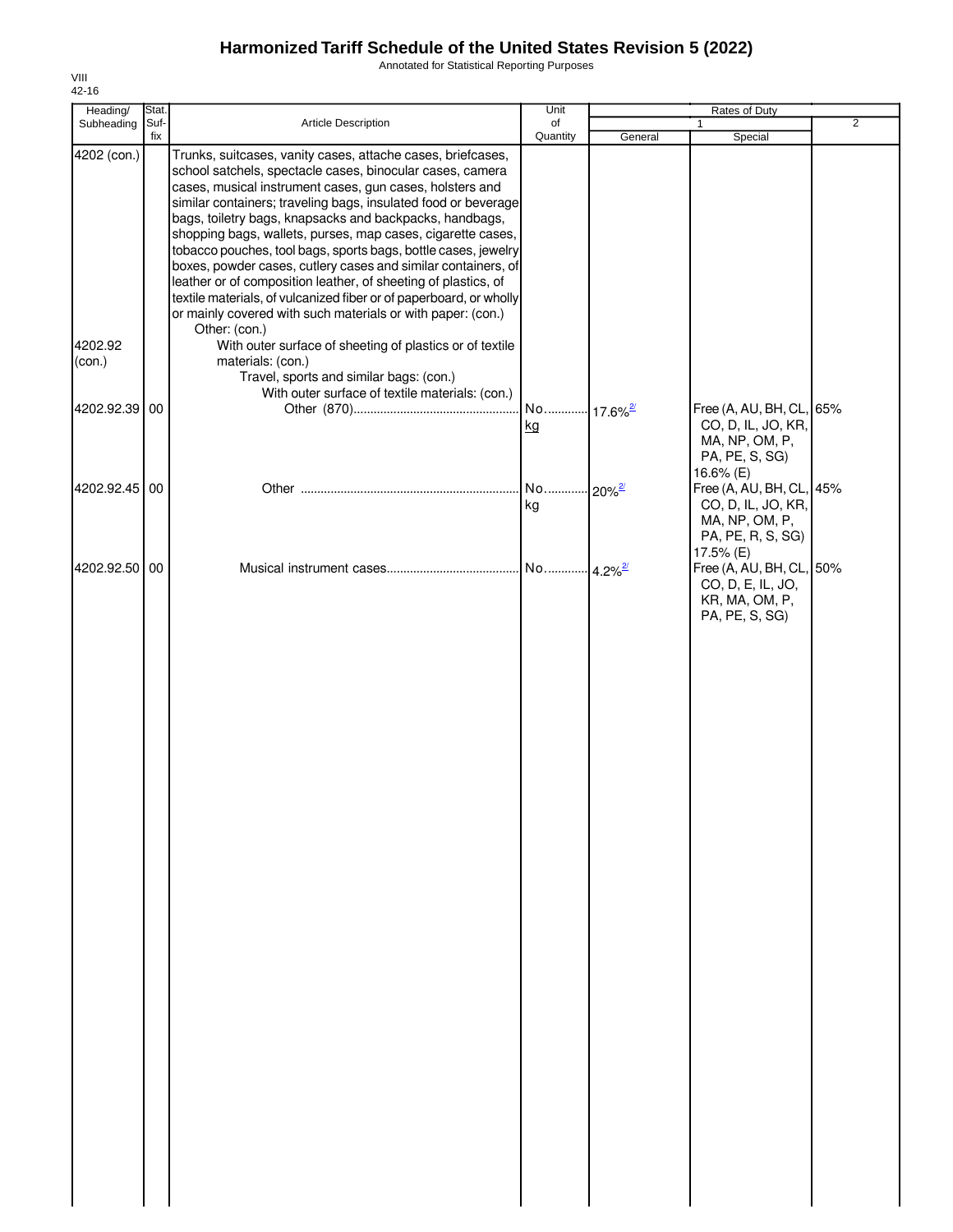# Harmonized Tariff Schedule of the United States Revision 5 (2022)

Annotated for Statistical Reporting Purposes

VIII
42-16

| Heading/ Subheading | Stat. Suf- fix | Article Description | Unit of Quantity | Rates of Duty | | |
|---|---|---|---|---|---|---|
| | | | | 1 | | 2 |
| | | | | General | Special | |
| 4202 (con.) | | Trunks, suitcases, vanity cases, attache cases, briefcases, school satchels, spectacle cases, binocular cases, camera cases, musical instrument cases, gun cases, holsters and similar containers; traveling bags, insulated food or beverage bags, toiletry bags, knapsacks and backpacks, handbags, shopping bags, wallets, purses, map cases, cigarette cases, tobacco pouches, tool bags, sports bags, bottle cases, jewelry boxes, powder cases, cutlery cases and similar containers, of leather or of composition leather, of sheeting of plastics, of textile materials, of vulcanized fiber or of paperboard, or wholly or mainly covered with such materials or with paper: (con.) | | | | |
| | | Other: (con.) | | | | |
| 4202.92 (con.) | | With outer surface of sheeting of plastics or of textile materials: (con.) | | | | |
| | | Travel, sports and similar bags: (con.) | | | | |
| | | With outer surface of textile materials: (con.) | | | | |
| 4202.92.39 | 00 | Other (870) | No. kg | 17.6%[2/] | Free (A, AU, BH, CL, CO, D, IL, JO, KR, MA, NP, OM, P, PA, PE, S, SG) 16.6% (E) | 65% |
| 4202.92.45 | 00 | Other | No. kg | 20%[2/] | Free (A, AU, BH, CL, CO, D, IL, JO, KR, MA, NP, OM, P, PA, PE, R, S, SG) 17.5% (E) | 45% |
| 4202.92.50 | 00 | Musical instrument cases | No. | 4.2%[2/] | Free (A, AU, BH, CL, CO, D, E, IL, JO, KR, MA, OM, P, PA, PE, S, SG) | 50% |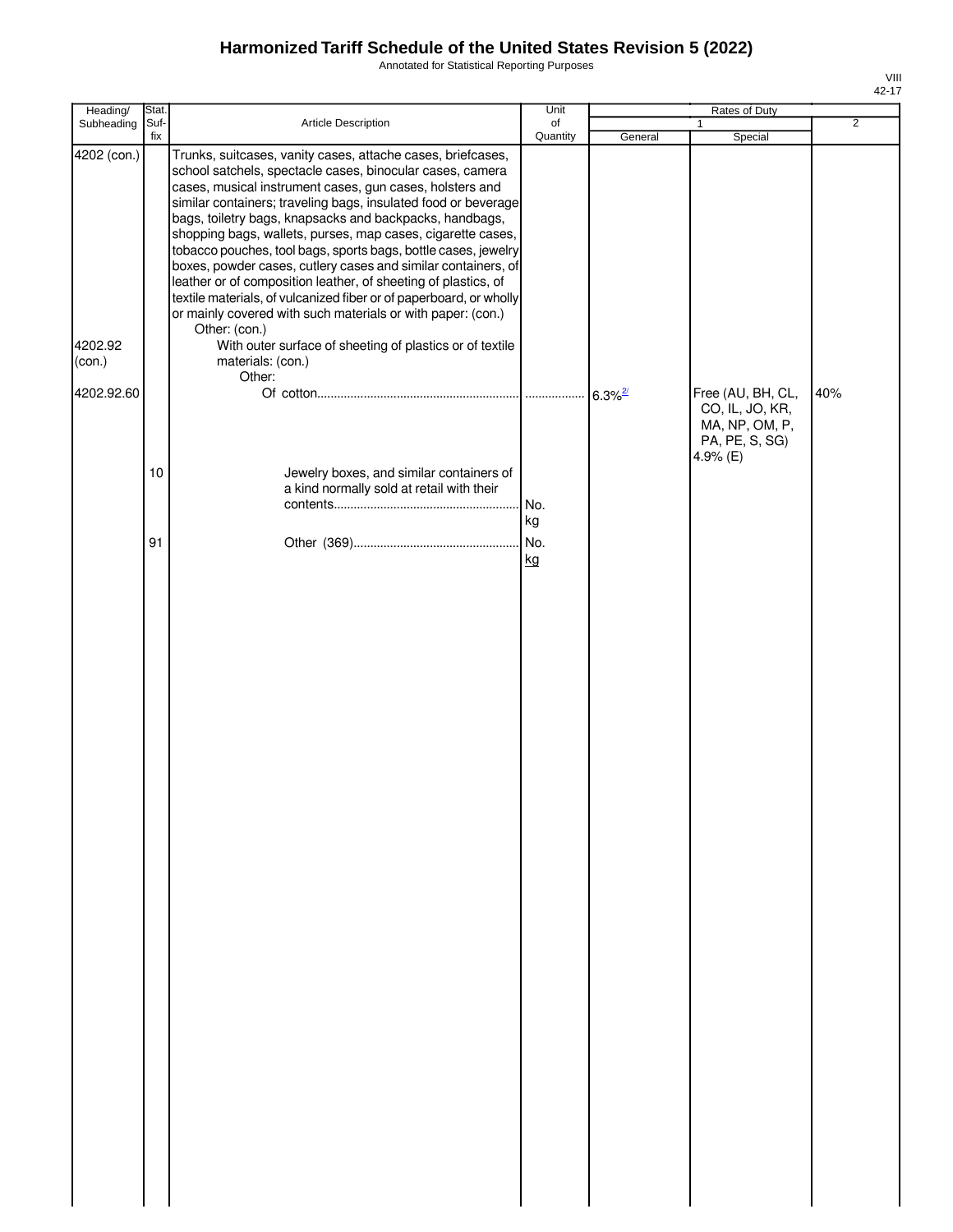# Harmonized Tariff Schedule of the United States Revision 5 (2022)

Annotated for Statistical Reporting Purposes

VIII
42-17

| Heading/ Subheading | Stat. Suf- fix | Article Description | Unit of Quantity | Rates of Duty 1 General | Special | 2 |
|---|---|---|---|---|---|---|
| 4202 (con.) | | Trunks, suitcases, vanity cases, attache cases, briefcases, school satchels, spectacle cases, binocular cases, camera cases, musical instrument cases, gun cases, holsters and similar containers; traveling bags, insulated food or beverage bags, toiletry bags, knapsacks and backpacks, handbags, shopping bags, wallets, purses, map cases, cigarette cases, tobacco pouches, tool bags, sports bags, bottle cases, jewelry boxes, powder cases, cutlery cases and similar containers, of leather or of composition leather, of sheeting of plastics, of textile materials, of vulcanized fiber or of paperboard, or wholly or mainly covered with such materials or with paper: (con.) | | | | |
| | | Other: (con.) | | | | |
| 4202.92 (con.) | | With outer surface of sheeting of plastics or of textile materials: (con.) | | | | |
| | | Other: | | | | |
| 4202.92.60 | | Of cotton | | 6.3%[2/] | Free (AU, BH, CL, CO, IL, JO, KR, MA, NP, OM, P, PA, PE, S, SG) 4.9% (E) | 40% |
| | 10 | Jewelry boxes, and similar containers of a kind normally sold at retail with their contents | No. kg | | | |
| | 91 | Other (369) | No. kg | | | |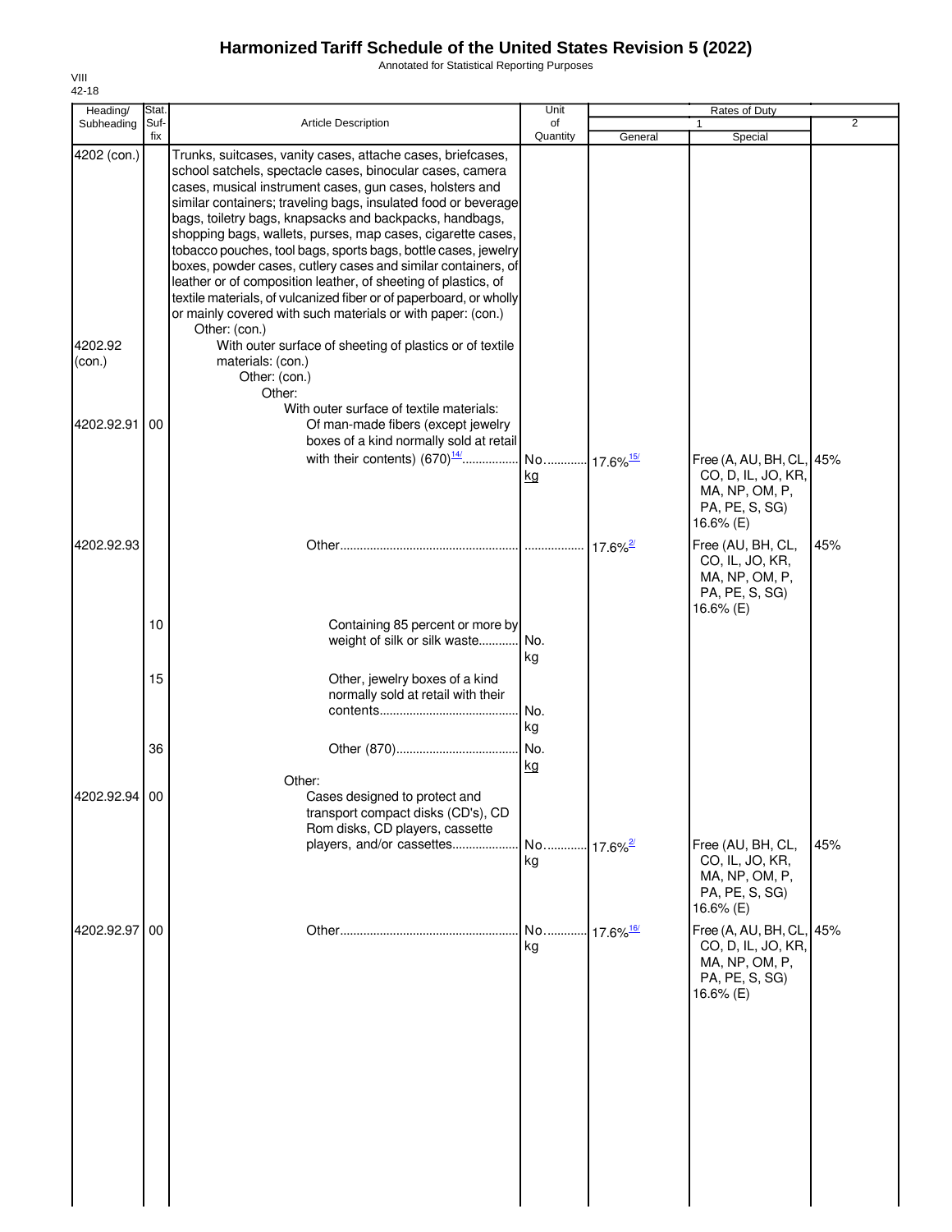# Harmonized Tariff Schedule of the United States Revision 5 (2022)

Annotated for Statistical Reporting Purposes

VIII
42-18

| Heading/ Subheading | Stat. Suf- fix | Article Description | Unit of Quantity | Rates of Duty 1 General | Special | 2 |
|---|---|---|---|---|---|---|
| 4202 (con.) | | Trunks, suitcases, vanity cases, attache cases, briefcases, school satchels, spectacle cases, binocular cases, camera cases, musical instrument cases, gun cases, holsters and similar containers; traveling bags, insulated food or beverage bags, toiletry bags, knapsacks and backpacks, handbags, shopping bags, wallets, purses, map cases, cigarette cases, tobacco pouches, tool bags, sports bags, bottle cases, jewelry boxes, powder cases, cutlery cases and similar containers, of leather or of composition leather, of sheeting of plastics, of textile materials, of vulcanized fiber or of paperboard, or wholly or mainly covered with such materials or with paper: (con.) | | | | |
| | | Other: (con.) | | | | |
| 4202.92 (con.) | | With outer surface of sheeting of plastics or of textile materials: (con.) | | | | |
| | | Other: (con.) | | | | |
| | | Other: | | | | |
| | | With outer surface of textile materials: | | | | |
| 4202.92.91 | 00 | Of man-made fibers (except jewelry boxes of a kind normally sold at retail with their contents) (670)[14/] | No. kg | 17.6%[15/] | Free (A, AU, BH, CL, CO, D, IL, JO, KR, MA, NP, OM, P, PA, PE, S, SG) 16.6% (E) | 45% |
| 4202.92.93 | | Other | | 17.6%[2/] | Free (AU, BH, CL, CO, IL, JO, KR, MA, NP, OM, P, PA, PE, S, SG) 16.6% (E) | 45% |
| | 10 | Containing 85 percent or more by weight of silk or silk waste | No. kg | | | |
| | 15 | Other, jewelry boxes of a kind normally sold at retail with their contents | No. kg | | | |
| | 36 | Other (870) | No. kg | | | |
| | | Other: | | | | |
| 4202.92.94 | 00 | Cases designed to protect and transport compact disks (CD's), CD Rom disks, CD players, cassette players, and/or cassettes | No. kg | 17.6%[2/] | Free (AU, BH, CL, CO, IL, JO, KR, MA, NP, OM, P, PA, PE, S, SG) 16.6% (E) | 45% |
| 4202.92.97 | 00 | Other | No. kg | 17.6%[16/] | Free (A, AU, BH, CL, CO, D, IL, JO, KR, MA, NP, OM, P, PA, PE, S, SG) 16.6% (E) | 45% |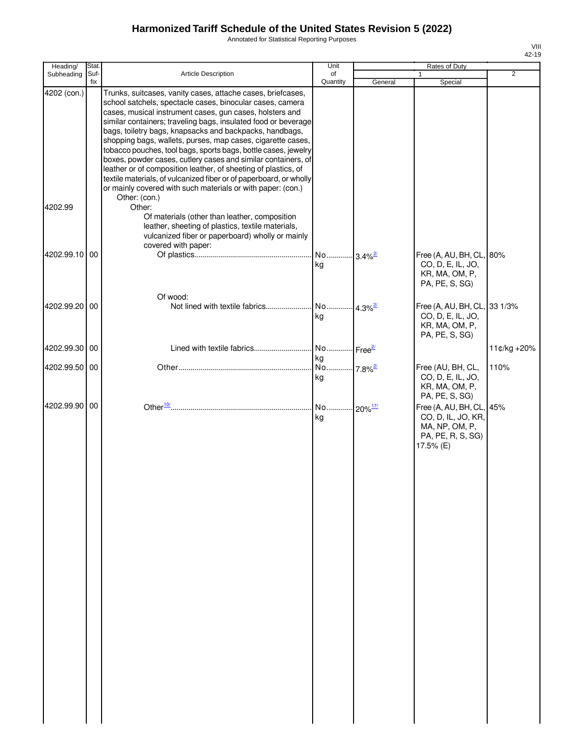# Harmonized Tariff Schedule of the United States Revision 5 (2022)

Annotated for Statistical Reporting Purposes

| Heading/ Subheading | Stat. Suf- fix | Article Description | Unit of Quantity | Rates of Duty 1 General | Special | 2 |
|---|---|---|---|---|---|---|
| 4202 (con.) | | Trunks, suitcases, vanity cases, attache cases, briefcases, school satchels, spectacle cases, binocular cases, camera cases, musical instrument cases, gun cases, holsters and similar containers; traveling bags, insulated food or beverage bags, toiletry bags, knapsacks and backpacks, handbags, shopping bags, wallets, purses, map cases, cigarette cases, tobacco pouches, tool bags, sports bags, bottle cases, jewelry boxes, powder cases, cutlery cases and similar containers, of leather or of composition leather, of sheeting of plastics, of textile materials, of vulcanized fiber or of paperboard, or wholly or mainly covered with such materials or with paper: (con.) | | | | |
| | | Other: (con.) | | | | |
| 4202.99 | | Other: | | | | |
| | | Of materials (other than leather, composition leather, sheeting of plastics, textile materials, vulcanized fiber or paperboard) wholly or mainly covered with paper: | | | | |
| 4202.99.10 | 00 | Of plastics | No. kg | 3.4%[2/] | Free (A, AU, BH, CL, CO, D, E, IL, JO, KR, MA, OM, P, PA, PE, S, SG) | 80% |
| | | Of wood: | | | | |
| 4202.99.20 | 00 | Not lined with textile fabrics | No. kg | 4.3%[2/] | Free (A, AU, BH, CL, CO, D, E, IL, JO, KR, MA, OM, P, PA, PE, S, SG) | 33 1/3% |
| 4202.99.30 | 00 | Lined with textile fabrics | No. kg | Free[2/] | | 11¢/kg +20% |
| 4202.99.50 | 00 | Other | No. kg | 7.8%[2/] | Free (AU, BH, CL, CO, D, E, IL, JO, KR, MA, OM, P, PA, PE, S, SG) | 110% |
| 4202.99.90 | 00 | Other[10/] | No. kg | 20%[17/] | Free (A, AU, BH, CL, CO, D, IL, JO, KR, MA, NP, OM, P, PA, PE, R, S, SG) 17.5% (E) | 45% |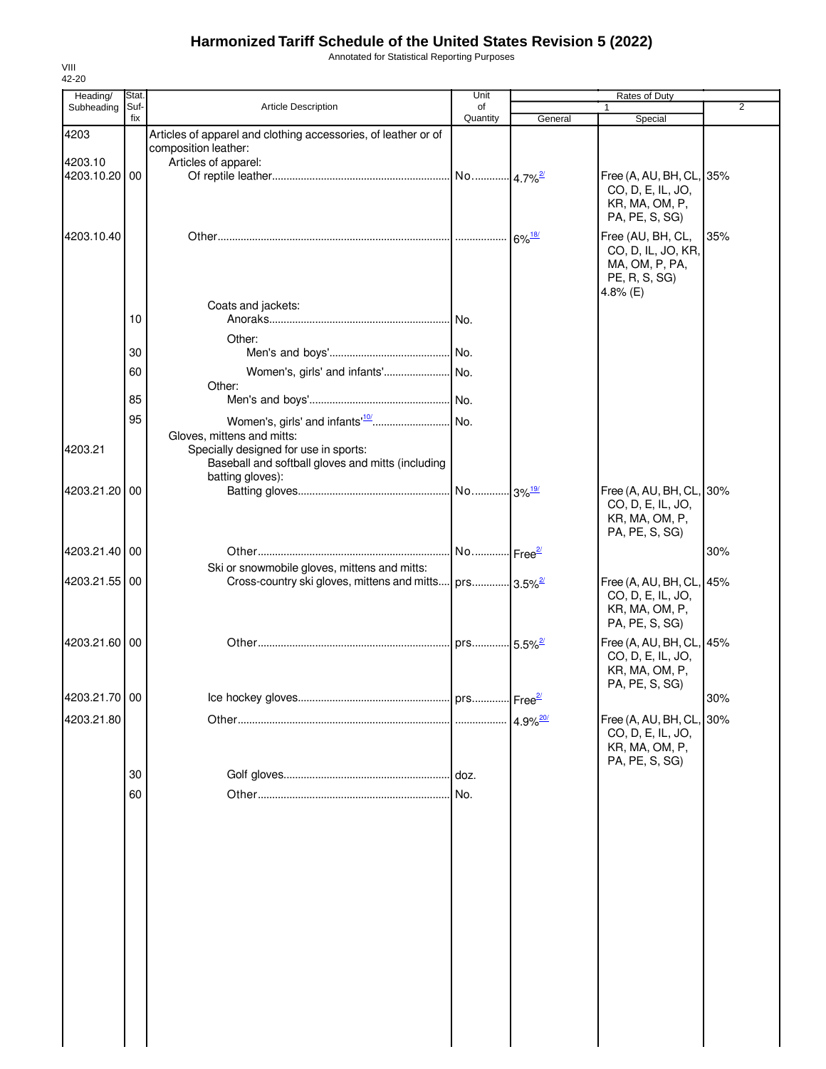# Harmonized Tariff Schedule of the United States Revision 5 (2022)

Annotated for Statistical Reporting Purposes

VIII
42-20

| Heading/ Subheading | Stat. Suf-fix | Article Description | Unit of Quantity | Rates of Duty 1 General | Rates of Duty 1 Special | Rates of Duty 2 |
|---|---|---|---|---|---|---|
| 4203 | | Articles of apparel and clothing accessories, of leather or of composition leather: | | | | |
| 4203.10 | | Articles of apparel: | | | | |
| 4203.10.20 | 00 | Of reptile leather | No. | 4.7%[2/] | Free (A, AU, BH, CL, CO, D, E, IL, JO, KR, MA, OM, P, PA, PE, S, SG) | 35% |
| 4203.10.40 | | Other | | 6%[18/] | Free (AU, BH, CL, CO, D, IL, JO, KR, MA, OM, P, PA, PE, R, S, SG) 4.8% (E) | 35% |
| | | Coats and jackets: | | | | |
| | 10 | Anoraks | No. | | | |
| | | Other: | | | | |
| | 30 | Men's and boys' | No. | | | |
| | 60 | Women's, girls' and infants' | No. | | | |
| | | Other: | | | | |
| | 85 | Men's and boys' | No. | | | |
| | 95 | Women's, girls' and infants'[10/] | No. | | | |
| | | Gloves, mittens and mitts: | | | | |
| 4203.21 | | Specially designed for use in sports: | | | | |
| | | Baseball and softball gloves and mitts (including batting gloves): | | | | |
| 4203.21.20 | 00 | Batting gloves | No. | 3%[19/] | Free (A, AU, BH, CL, CO, D, E, IL, JO, KR, MA, OM, P, PA, PE, S, SG) | 30% |
| 4203.21.40 | 00 | Other | No. | Free[2/] | | 30% |
| | | Ski or snowmobile gloves, mittens and mitts: | | | | |
| 4203.21.55 | 00 | Cross-country ski gloves, mittens and mitts | prs. | 3.5%[2/] | Free (A, AU, BH, CL, CO, D, E, IL, JO, KR, MA, OM, P, PA, PE, S, SG) | 45% |
| 4203.21.60 | 00 | Other | prs. | 5.5%[2/] | Free (A, AU, BH, CL, CO, D, E, IL, JO, KR, MA, OM, P, PA, PE, S, SG) | 45% |
| 4203.21.70 | 00 | Ice hockey gloves | prs. | Free[2/] | | 30% |
| 4203.21.80 | | Other | | 4.9%[20/] | Free (A, AU, BH, CL, CO, D, E, IL, JO, KR, MA, OM, P, PA, PE, S, SG) | 30% |
| | 30 | Golf gloves | doz. | | | |
| | 60 | Other | No. | | | |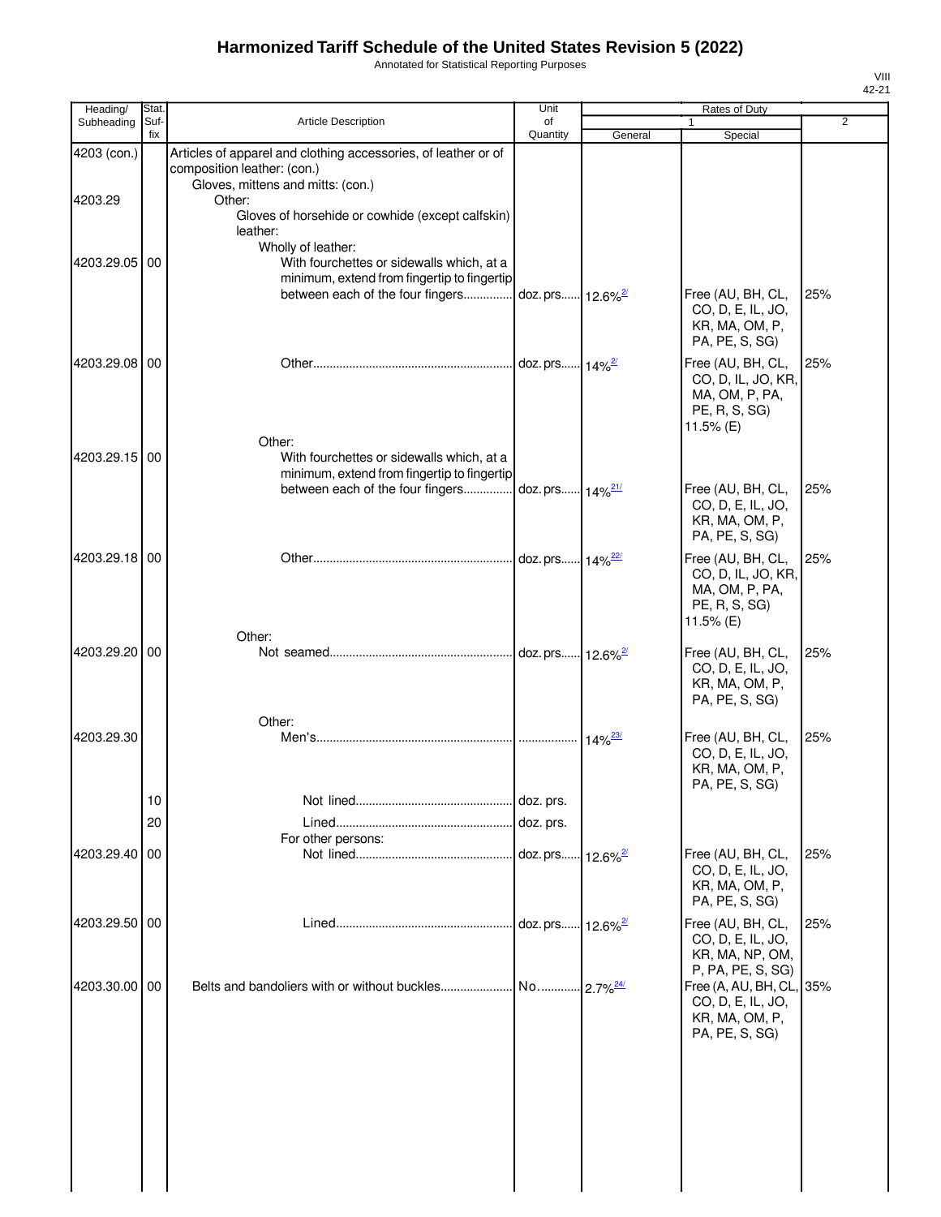# Harmonized Tariff Schedule of the United States Revision 5 (2022)

Annotated for Statistical Reporting Purposes

VIII
42-21

| Heading/ Subheading | Stat. Suf-fix | Article Description | Unit of Quantity | Rates of Duty 1 General | Special | 2 |
|---|---|---|---|---|---|---|
| 4203 (con.) | | Articles of apparel and clothing accessories, of leather or of composition leather: (con.) | | | | |
| | | Gloves, mittens and mitts: (con.) | | | | |
| 4203.29 | | Other: | | | | |
| | | Gloves of horsehide or cowhide (except calfskin) leather: | | | | |
| | | Wholly of leather: | | | | |
| 4203.29.05 | 00 | With fourchettes or sidewalls which, at a minimum, extend from fingertip to fingertip between each of the four fingers | doz. prs. | 12.6%[2/] | Free (AU, BH, CL, CO, D, E, IL, JO, KR, MA, OM, P, PA, PE, S, SG) | 25% |
| 4203.29.08 | 00 | Other | doz. prs. | 14%[2/] | Free (AU, BH, CL, CO, D, IL, JO, KR, MA, OM, P, PA, PE, R, S, SG) 11.5% (E) | 25% |
| | | Other: | | | | |
| 4203.29.15 | 00 | With fourchettes or sidewalls which, at a minimum, extend from fingertip to fingertip between each of the four fingers | doz. prs. | 14%[21/] | Free (AU, BH, CL, CO, D, E, IL, JO, KR, MA, OM, P, PA, PE, S, SG) | 25% |
| 4203.29.18 | 00 | Other | doz. prs. | 14%[22/] | Free (AU, BH, CL, CO, D, IL, JO, KR, MA, OM, P, PA, PE, R, S, SG) 11.5% (E) | 25% |
| | | Other: | | | | |
| 4203.29.20 | 00 | Not seamed | doz. prs. | 12.6%[2/] | Free (AU, BH, CL, CO, D, E, IL, JO, KR, MA, OM, P, PA, PE, S, SG) | 25% |
| | | Other: | | | | |
| 4203.29.30 | | Men's | | 14%[23/] | Free (AU, BH, CL, CO, D, E, IL, JO, KR, MA, OM, P, PA, PE, S, SG) | 25% |
| | 10 | Not lined | doz. prs. | | | |
| | 20 | Lined | doz. prs. | | | |
| | | For other persons: | | | | |
| 4203.29.40 | 00 | Not lined | doz. prs. | 12.6%[2/] | Free (AU, BH, CL, CO, D, E, IL, JO, KR, MA, OM, P, PA, PE, S, SG) | 25% |
| 4203.29.50 | 00 | Lined | doz. prs. | 12.6%[2/] | Free (AU, BH, CL, CO, D, E, IL, JO, KR, MA, NP, OM, P, PA, PE, S, SG) | 25% |
| 4203.30.00 | 00 | Belts and bandoliers with or without buckles | No. | 2.7%[24/] | Free (A, AU, BH, CL, CO, D, E, IL, JO, KR, MA, OM, P, PA, PE, S, SG) | 35% |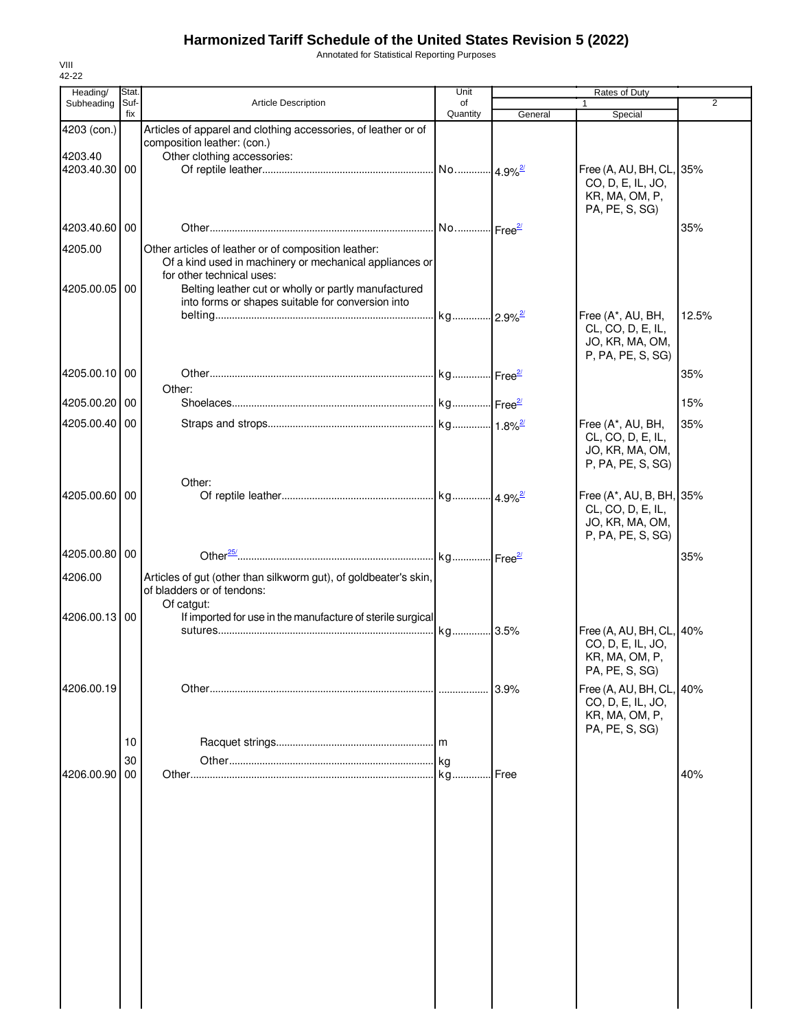# Harmonized Tariff Schedule of the United States Revision 5 (2022)

Annotated for Statistical Reporting Purposes

VIII
42-22

| Heading/ Subheading | Stat. Suf- fix | Article Description | Unit of Quantity | Rates of Duty 1 General | Special | 2 |
|---|---|---|---|---|---|---|
| 4203 (con.) | | Articles of apparel and clothing accessories, of leather or of composition leather: (con.) | | | | |
| 4203.40 | | Other clothing accessories: | | | | |
| 4203.40.30 | 00 | Of reptile leather | No. | 4.9%[2/] | Free (A, AU, BH, CL, CO, D, E, IL, JO, KR, MA, OM, P, PA, PE, S, SG) | 35% |
| 4203.40.60 | 00 | Other | No. | Free[2/] | | 35% |
| 4205.00 | | Other articles of leather or of composition leather: | | | | |
| | | Of a kind used in machinery or mechanical appliances or for other technical uses: | | | | |
| 4205.00.05 | 00 | Belting leather cut or wholly or partly manufactured into forms or shapes suitable for conversion into belting | kg | 2.9%[2/] | Free (A*, AU, BH, CL, CO, D, E, IL, JO, KR, MA, OM, P, PA, PE, S, SG) | 12.5% |
| 4205.00.10 | 00 | Other | kg | Free[2/] | | 35% |
| | | Other: | | | | |
| 4205.00.20 | 00 | Shoelaces | kg | Free[2/] | | 15% |
| 4205.00.40 | 00 | Straps and strops | kg | 1.8%[2/] | Free (A*, AU, BH, CL, CO, D, E, IL, JO, KR, MA, OM, P, PA, PE, S, SG) | 35% |
| | | Other: | | | | |
| 4205.00.60 | 00 | Of reptile leather | kg | 4.9%[2/] | Free (A*, AU, B, BH, CL, CO, D, E, IL, JO, KR, MA, OM, P, PA, PE, S, SG) | 35% |
| 4205.00.80 | 00 | Other[25/] | kg | Free[2/] | | 35% |
| 4206.00 | | Articles of gut (other than silkworm gut), of goldbeater's skin, of bladders or of tendons: | | | | |
| | | Of catgut: | | | | |
| 4206.00.13 | 00 | If imported for use in the manufacture of sterile surgical sutures | kg | 3.5% | Free (A, AU, BH, CL, CO, D, E, IL, JO, KR, MA, OM, P, PA, PE, S, SG) | 40% |
| 4206.00.19 | | Other | | 3.9% | Free (A, AU, BH, CL, CO, D, E, IL, JO, KR, MA, OM, P, PA, PE, S, SG) | 40% |
| | 10 | Racquet strings | m | | | |
| | 30 | Other | kg | | | |
| 4206.00.90 | 00 | Other | kg | Free | | 40% |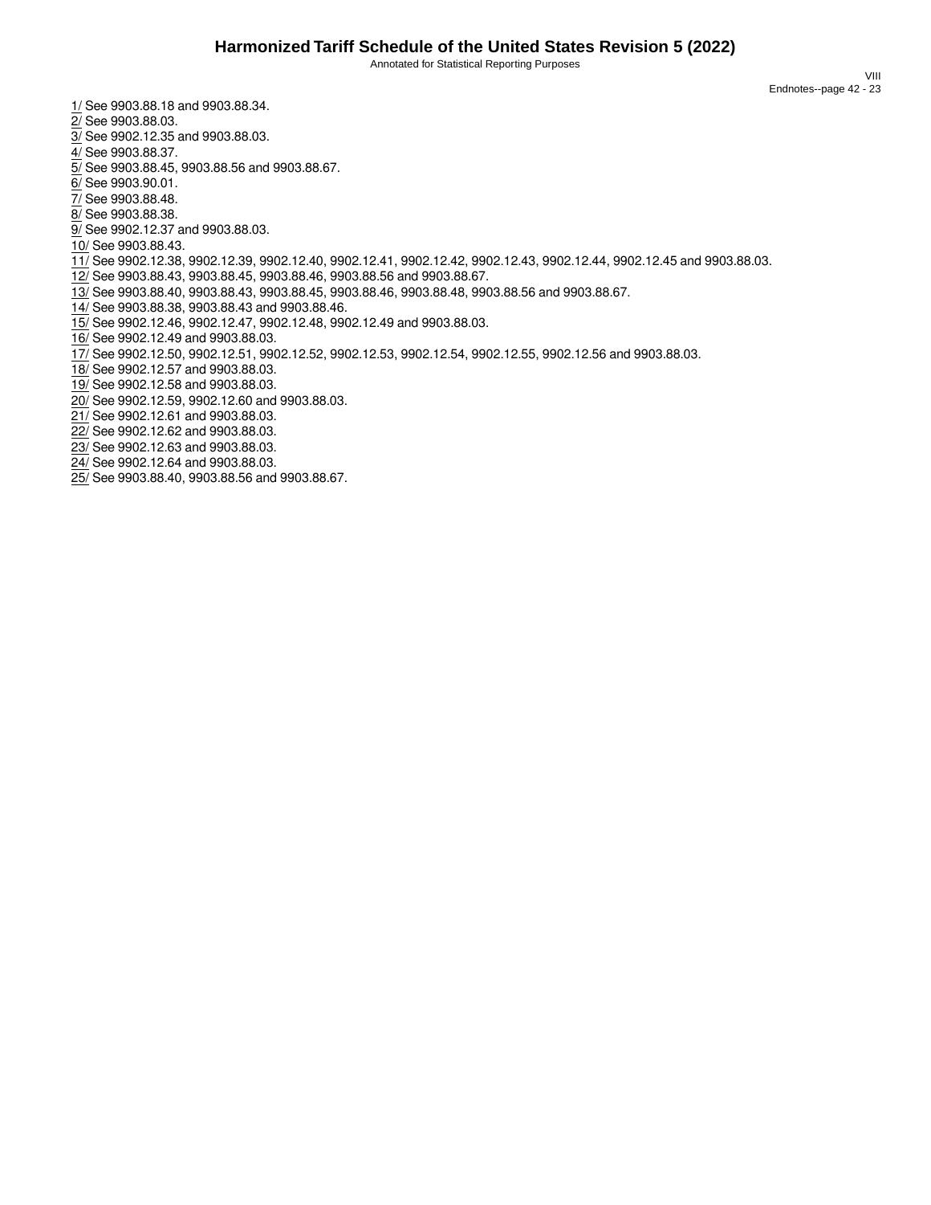1/ See 9903.88.18 and 9903.88.34.
2/ See 9903.88.03.
3/ See 9902.12.35 and 9903.88.03.
4/ See 9903.88.37.
5/ See 9903.88.45, 9903.88.56 and 9903.88.67.
6/ See 9903.90.01.
7/ See 9903.88.48.
8/ See 9903.88.38.
9/ See 9902.12.37 and 9903.88.03.
10/ See 9903.88.43.
11/ See 9902.12.38, 9902.12.39, 9902.12.40, 9902.12.41, 9902.12.42, 9902.12.43, 9902.12.44, 9902.12.45 and 9903.88.03.
12/ See 9903.88.43, 9903.88.45, 9903.88.46, 9903.88.56 and 9903.88.67.
13/ See 9903.88.40, 9903.88.43, 9903.88.45, 9903.88.46, 9903.88.48, 9903.88.56 and 9903.88.67.
14/ See 9903.88.38, 9903.88.43 and 9903.88.46.
15/ See 9902.12.46, 9902.12.47, 9902.12.48, 9902.12.49 and 9903.88.03.
16/ See 9902.12.49 and 9903.88.03.
17/ See 9902.12.50, 9902.12.51, 9902.12.52, 9902.12.53, 9902.12.54, 9902.12.55, 9902.12.56 and 9903.88.03.
18/ See 9902.12.57 and 9903.88.03.
19/ See 9902.12.58 and 9903.88.03.
20/ See 9902.12.59, 9902.12.60 and 9903.88.03.
21/ See 9902.12.61 and 9903.88.03.
22/ See 9902.12.62 and 9903.88.03.
23/ See 9902.12.63 and 9903.88.03.
24/ See 9902.12.64 and 9903.88.03.
25/ See 9903.88.40, 9903.88.56 and 9903.88.67.